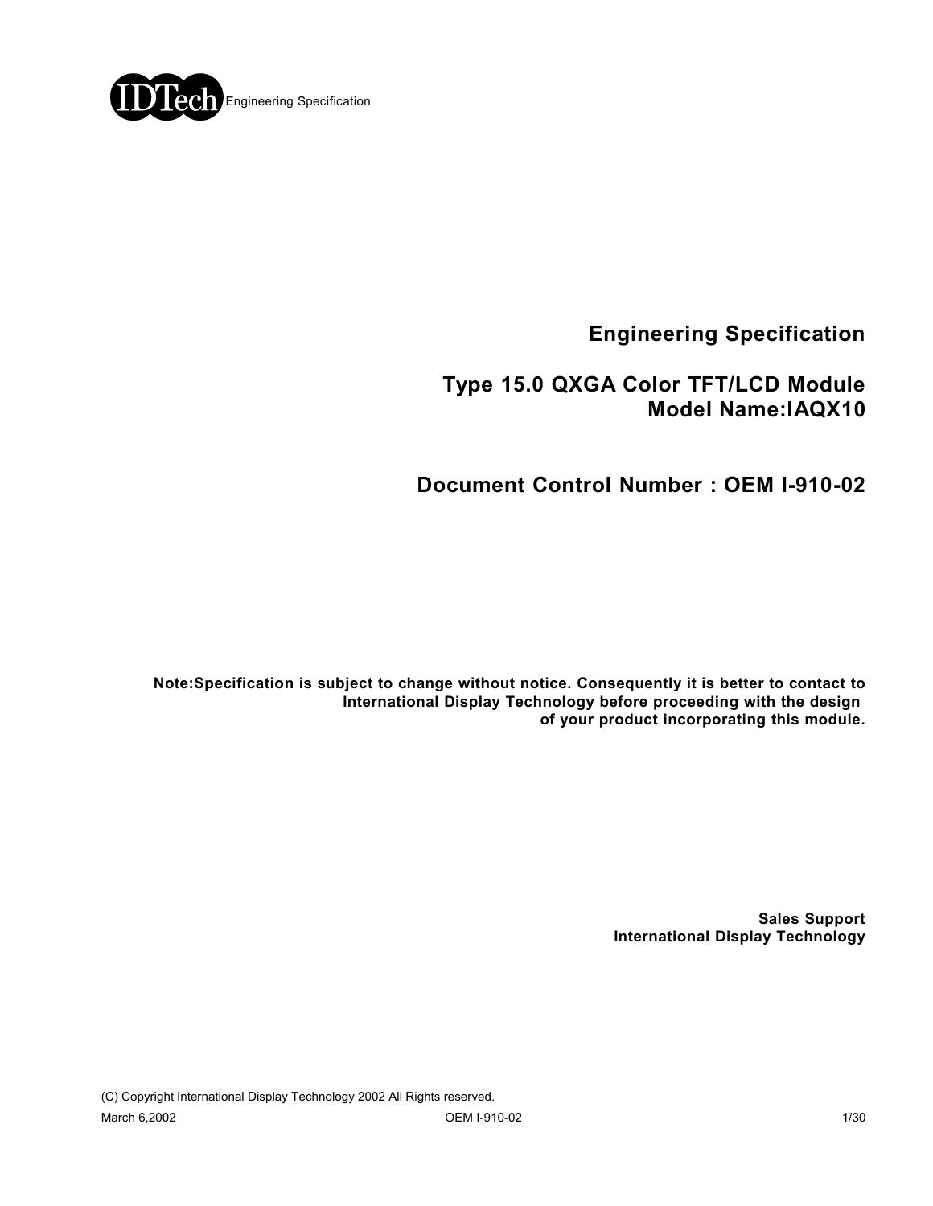# Engineering Specification

## Type 15.0 QXGA Color TFT/LCD Module
## Model Name:IAQX10

## Document Control Number : OEM I-910-02

**Note:Specification is subject to change without notice. Consequently it is better to contact to International Display Technology before proceeding with the design of your product incorporating this module.**

**Sales Support**
**International Display Technology**

(C) Copyright International Display Technology 2002 All Rights reserved.

March 6,2002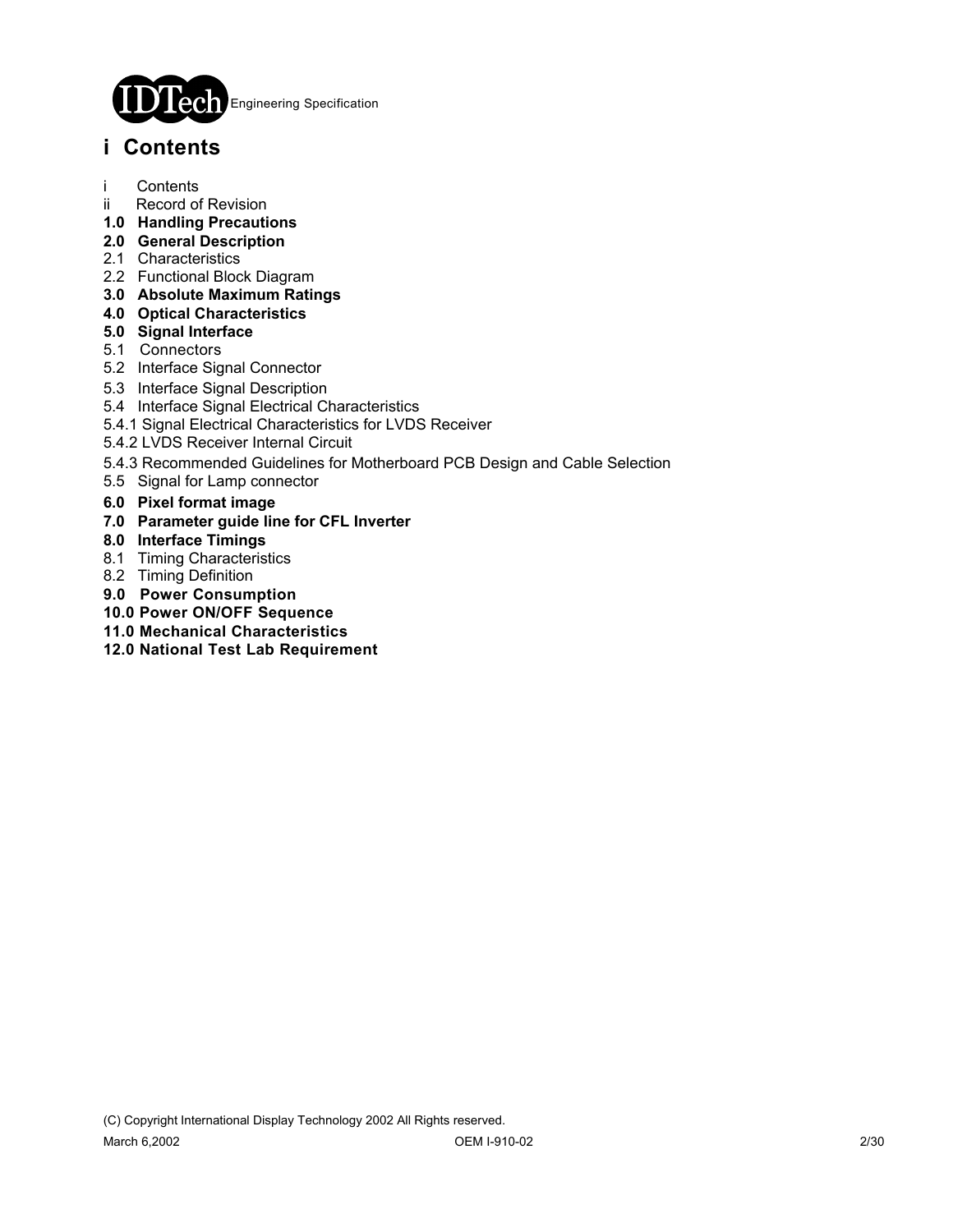# i Contents

i Contents
ii Record of Revision
**1.0 Handling Precautions**
**2.0 General Description**
2.1 Characteristics
2.2 Functional Block Diagram
**3.0 Absolute Maximum Ratings**
**4.0 Optical Characteristics**
**5.0 Signal Interface**
5.1 Connectors
5.2 Interface Signal Connector
5.3 Interface Signal Description
5.4 Interface Signal Electrical Characteristics
5.4.1 Signal Electrical Characteristics for LVDS Receiver
5.4.2 LVDS Receiver Internal Circuit
5.4.3 Recommended Guidelines for Motherboard PCB Design and Cable Selection
5.5 Signal for Lamp connector
**6.0 Pixel format image**
**7.0 Parameter guide line for CFL Inverter**
**8.0 Interface Timings**
8.1 Timing Characteristics
8.2 Timing Definition
**9.0 Power Consumption**
**10.0 Power ON/OFF Sequence**
**11.0 Mechanical Characteristics**
**12.0 National Test Lab Requirement**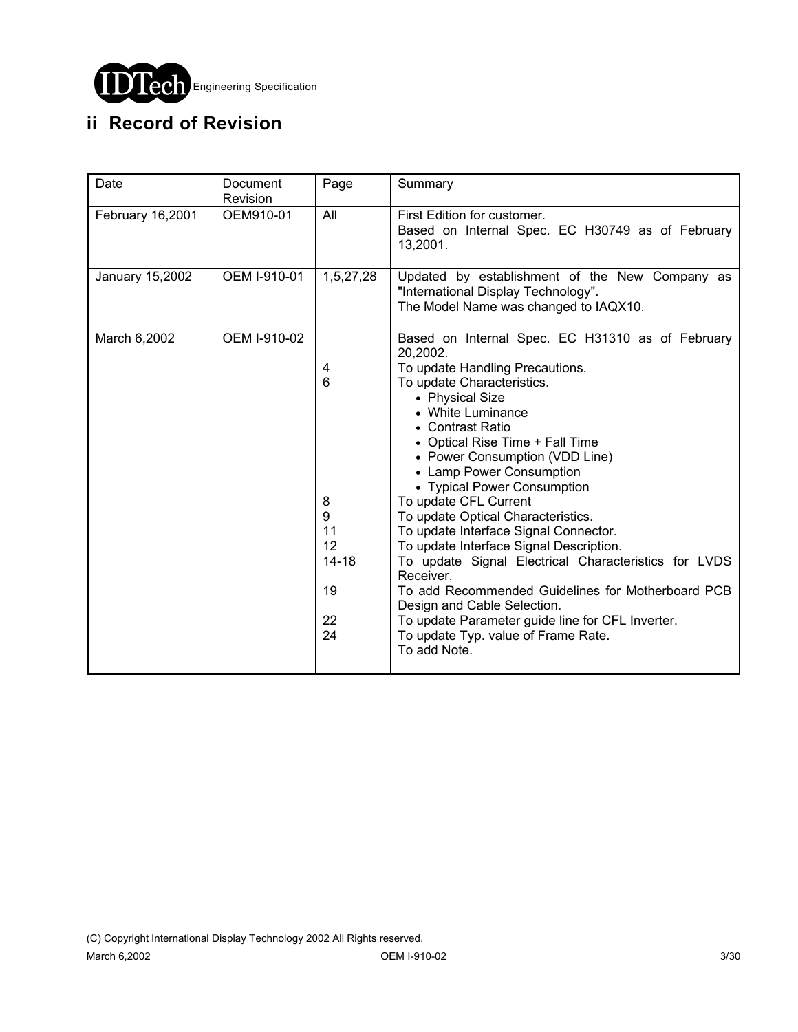## ii Record of Revision

| Date | Document Revision | Page | Summary |
| --- | --- | --- | --- |
| February 16,2001 | OEM910-01 | All | First Edition for customer.<br>Based on Internal Spec. EC H30749 as of February 13,2001. |
| January 15,2002 | OEM I-910-01 | 1,5,27,28 | Updated by establishment of the New Company as "International Display Technology".<br>The Model Name was changed to IAQX10. |
| March 6,2002 | OEM I-910-02 | | Based on Internal Spec. EC H31310 as of February 20,2002. |
| | | 4 | To update Handling Precautions. |
| | | 6 | To update Characteristics.<br>• Physical Size<br>• White Luminance<br>• Contrast Ratio<br>• Optical Rise Time + Fall Time<br>• Power Consumption (VDD Line)<br>• Lamp Power Consumption<br>• Typical Power Consumption |
| | | 8 | To update CFL Current |
| | | 9 | To update Optical Characteristics. |
| | | 11 | To update Interface Signal Connector. |
| | | 12 | To update Interface Signal Description. |
| | | 14-18 | To update Signal Electrical Characteristics for LVDS Receiver. |
| | | 19 | To add Recommended Guidelines for Motherboard PCB Design and Cable Selection. |
| | | 22 | To update Parameter guide line for CFL Inverter. |
| | | 24 | To update Typ. value of Frame Rate.<br>To add Note. |

(C) Copyright International Display Technology 2002 All Rights reserved.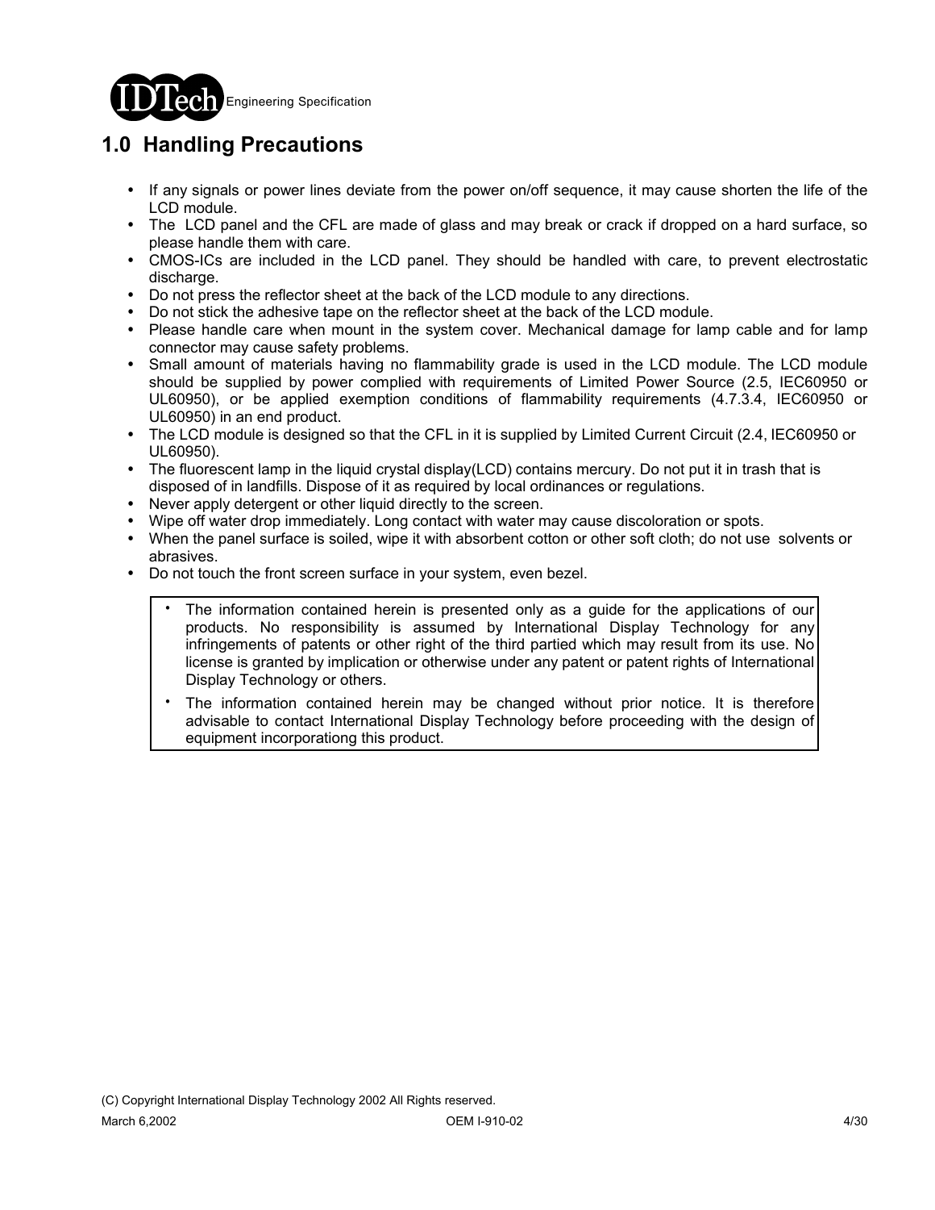# 1.0 Handling Precautions

- If any signals or power lines deviate from the power on/off sequence, it may cause shorten the life of the LCD module.
- The LCD panel and the CFL are made of glass and may break or crack if dropped on a hard surface, so please handle them with care.
- CMOS-ICs are included in the LCD panel. They should be handled with care, to prevent electrostatic discharge.
- Do not press the reflector sheet at the back of the LCD module to any directions.
- Do not stick the adhesive tape on the reflector sheet at the back of the LCD module.
- Please handle care when mount in the system cover. Mechanical damage for lamp cable and for lamp connector may cause safety problems.
- Small amount of materials having no flammability grade is used in the LCD module. The LCD module should be supplied by power complied with requirements of Limited Power Source (2.5, IEC60950 or UL60950), or be applied exemption conditions of flammability requirements (4.7.3.4, IEC60950 or UL60950) in an end product.
- The LCD module is designed so that the CFL in it is supplied by Limited Current Circuit (2.4, IEC60950 or UL60950).
- The fluorescent lamp in the liquid crystal display(LCD) contains mercury. Do not put it in trash that is disposed of in landfills. Dispose of it as required by local ordinances or regulations.
- Never apply detergent or other liquid directly to the screen.
- Wipe off water drop immediately. Long contact with water may cause discoloration or spots.
- When the panel surface is soiled, wipe it with absorbent cotton or other soft cloth; do not use solvents or abrasives.
- Do not touch the front screen surface in your system, even bezel.

> - The information contained herein is presented only as a guide for the applications of our products. No responsibility is assumed by International Display Technology for any infringements of patents or other right of the third partied which may result from its use. No license is granted by implication or otherwise under any patent or patent rights of International Display Technology or others.
> - The information contained herein may be changed without prior notice. It is therefore advisable to contact International Display Technology before proceeding with the design of equipment incorporationg this product.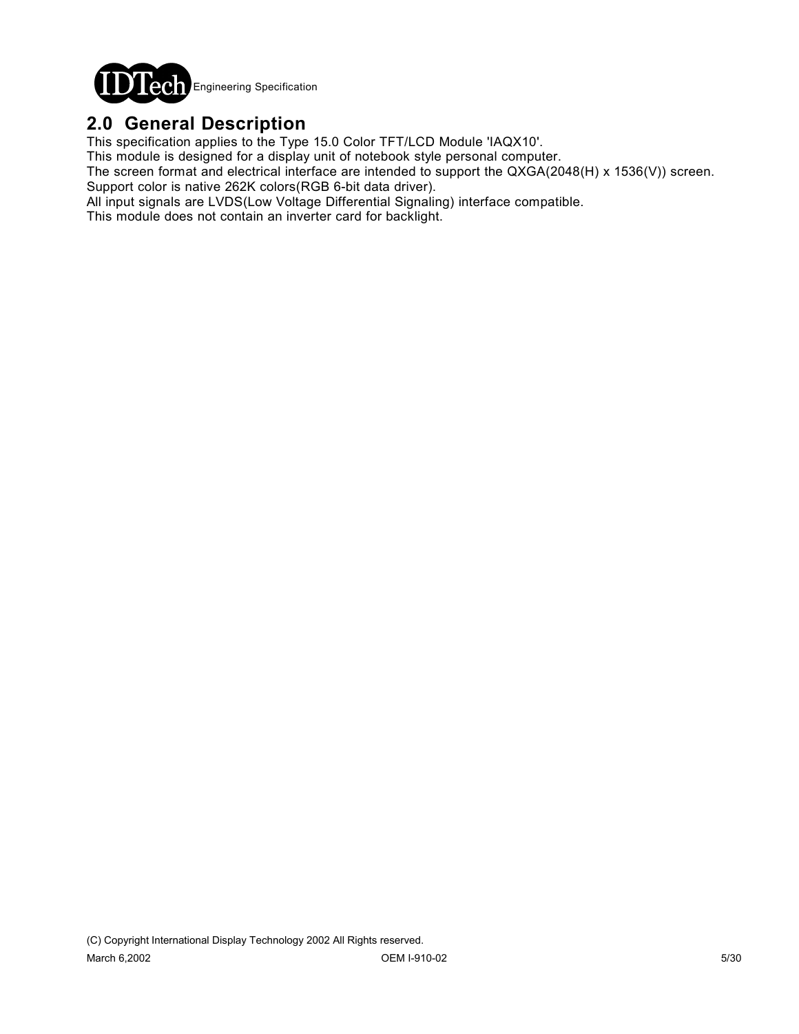## 2.0 General Description

This specification applies to the Type 15.0 Color TFT/LCD Module 'IAQX10'.
This module is designed for a display unit of notebook style personal computer.
The screen format and electrical interface are intended to support the QXGA(2048(H) x 1536(V)) screen.
Support color is native 262K colors(RGB 6-bit data driver).
All input signals are LVDS(Low Voltage Differential Signaling) interface compatible.
This module does not contain an inverter card for backlight.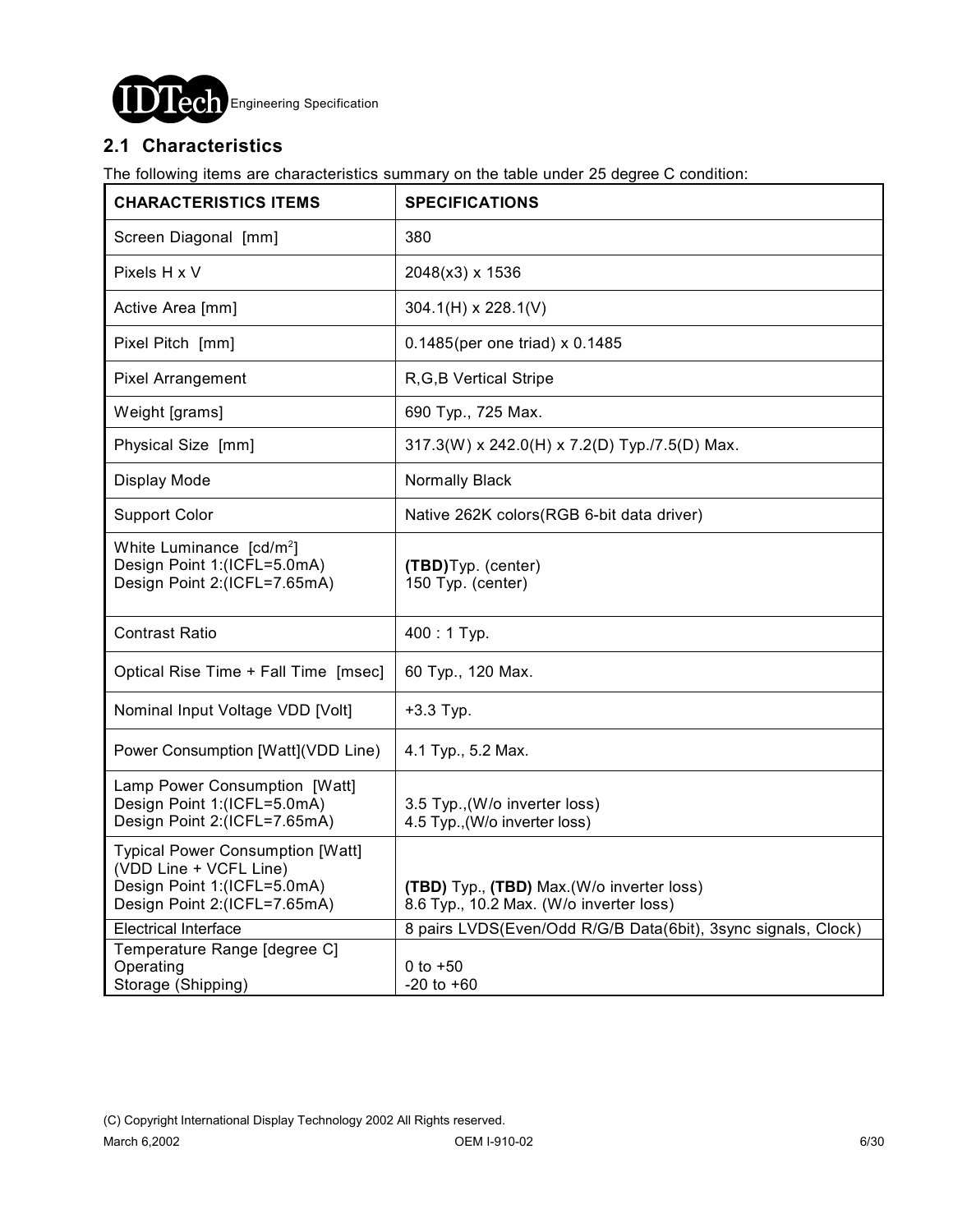## 2.1 Characteristics

The following items are characteristics summary on the table under 25 degree C condition:

| CHARACTERISTICS ITEMS | SPECIFICATIONS |
|---|---|
| Screen Diagonal [mm] | 380 |
| Pixels H x V | 2048(x3) x 1536 |
| Active Area [mm] | 304.1(H) x 228.1(V) |
| Pixel Pitch [mm] | 0.1485(per one triad) x 0.1485 |
| Pixel Arrangement | R,G,B Vertical Stripe |
| Weight [grams] | 690 Typ., 725 Max. |
| Physical Size [mm] | 317.3(W) x 242.0(H) x 7.2(D) Typ./7.5(D) Max. |
| Display Mode | Normally Black |
| Support Color | Native 262K colors(RGB 6-bit data driver) |
| White Luminance [cd/m$^2$]<br>Design Point 1:(ICFL=5.0mA)<br>Design Point 2:(ICFL=7.65mA) | **(TBD)**Typ. (center)<br>150 Typ. (center) |
| Contrast Ratio | 400 : 1 Typ. |
| Optical Rise Time + Fall Time [msec] | 60 Typ., 120 Max. |
| Nominal Input Voltage VDD [Volt] | +3.3 Typ. |
| Power Consumption [Watt](VDD Line) | 4.1 Typ., 5.2 Max. |
| Lamp Power Consumption [Watt]<br>Design Point 1:(ICFL=5.0mA)<br>Design Point 2:(ICFL=7.65mA) | 3.5 Typ.,(W/o inverter loss)<br>4.5 Typ.,(W/o inverter loss) |
| Typical Power Consumption [Watt]<br>(VDD Line + VCFL Line)<br>Design Point 1:(ICFL=5.0mA)<br>Design Point 2:(ICFL=7.65mA) | **(TBD)** Typ., **(TBD)** Max.(W/o inverter loss)<br>8.6 Typ., 10.2 Max. (W/o inverter loss) |
| Electrical Interface | 8 pairs LVDS(Even/Odd R/G/B Data(6bit), 3sync signals, Clock) |
| Temperature Range [degree C]<br>Operating<br>Storage (Shipping) | 0 to +50<br>-20 to +60 |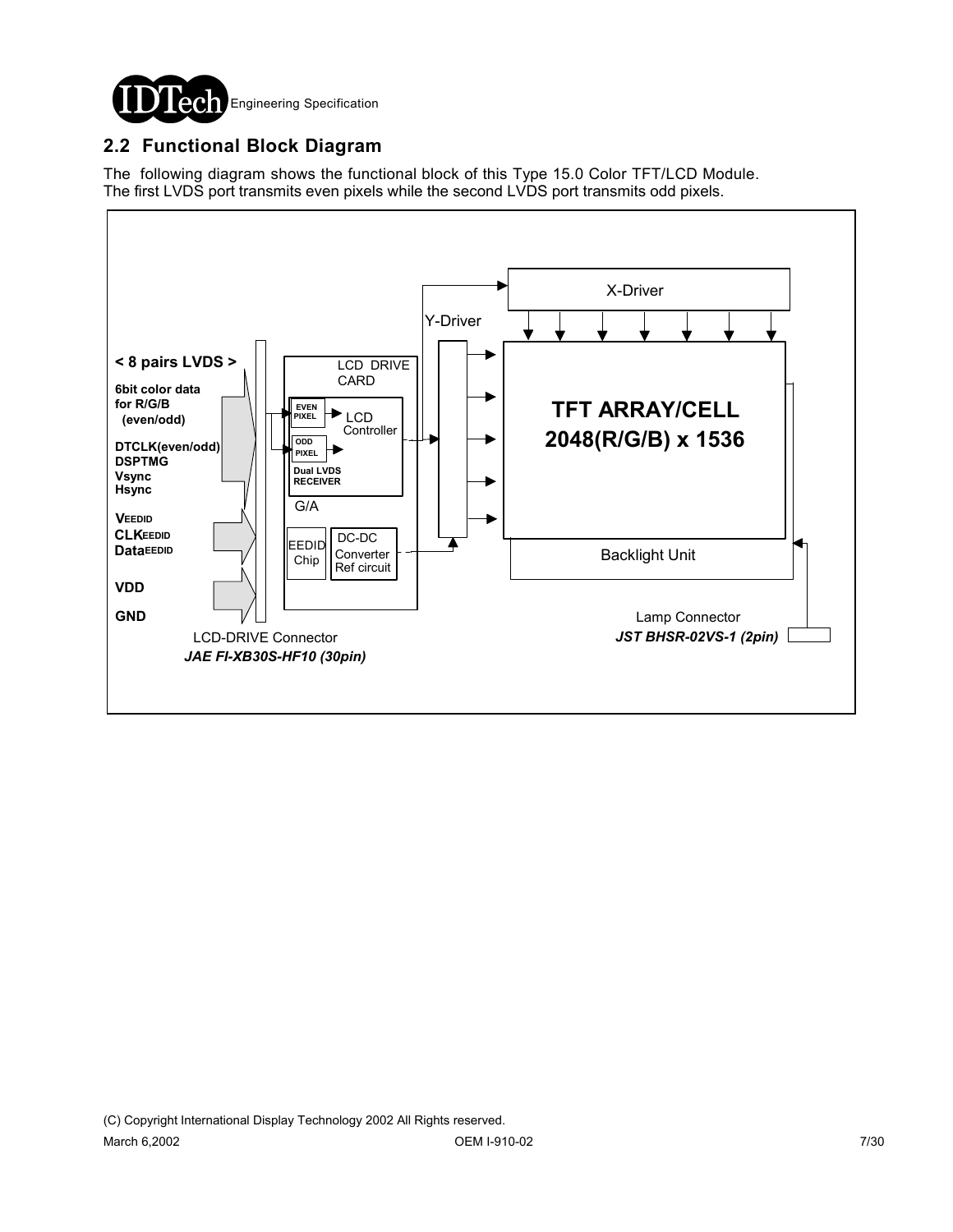## 2.2 Functional Block Diagram

The following diagram shows the functional block of this Type 15.0 Color TFT/LCD Module.
The first LVDS port transmits even pixels while the second LVDS port transmits odd pixels.

**< 8 pairs LVDS >**

**6bit color data for R/G/B (even/odd)**

**DTCLK(even/odd)**
**DSPTMG**
**Vsync**
**Hsync**

**$V_{EEDID}$**
**$CLK_{EEDID}$**
**$Data_{EEDID}$**

**VDD**

**GND**

LCD DRIVE CARD

EVEN PIXEL

ODD PIXEL

Dual LVDS RECEIVER

LCD Controller

G/A

EEDID Chip

DC-DC Converter Ref circuit

Y-Driver

X-Driver

**TFT ARRAY/CELL 2048(R/G/B) x 1536**

Backlight Unit

LCD-DRIVE Connector
*JAE FI-XB30S-HF10 (30pin)*

Lamp Connector
*JST BHSR-02VS-1 (2pin)*

(C) Copyright International Display Technology 2002 All Rights reserved.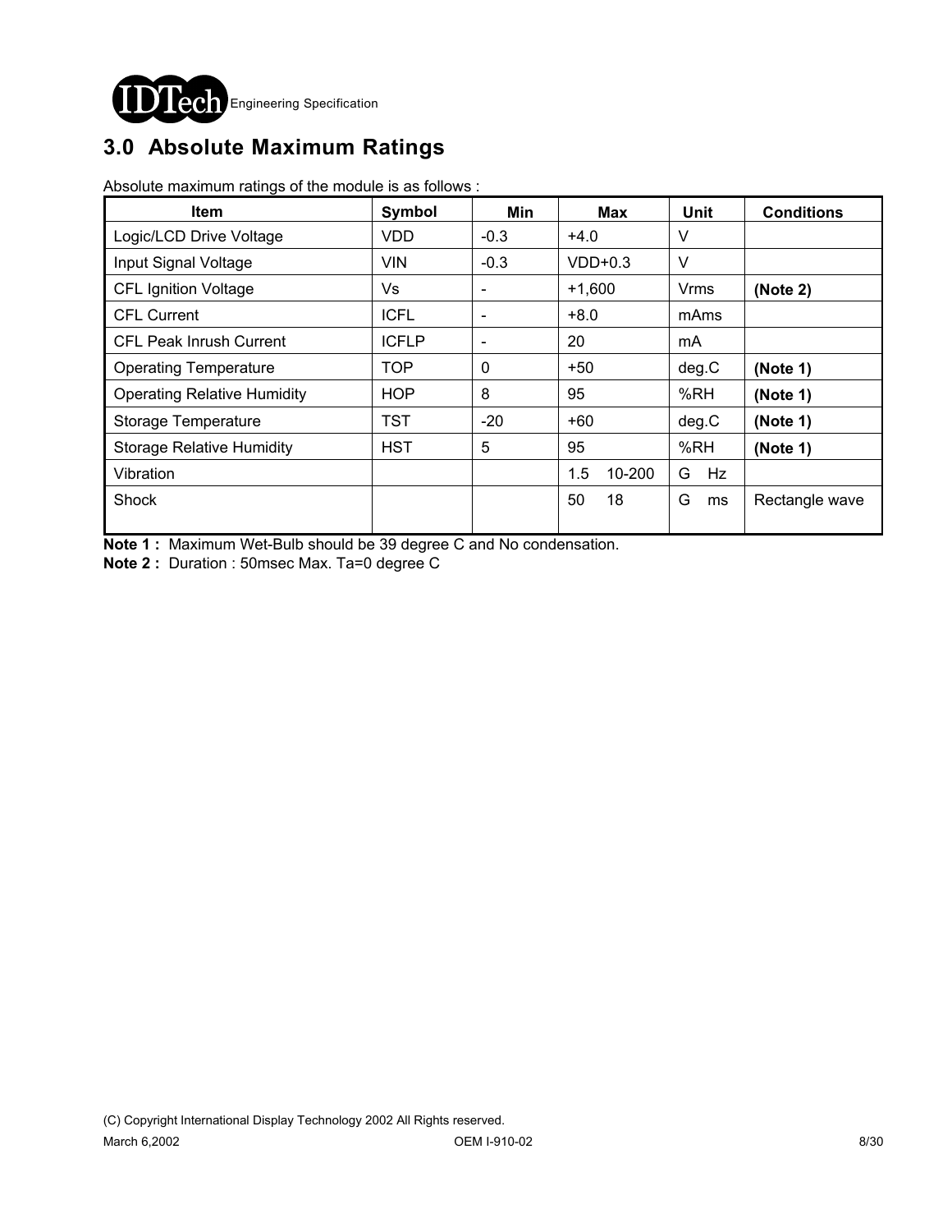# 3.0 Absolute Maximum Ratings

Absolute maximum ratings of the module is as follows :

| Item | Symbol | Min | Max | Unit | Conditions |
|---|---|---|---|---|---|
| Logic/LCD Drive Voltage | VDD | -0.3 | +4.0 | V | |
| Input Signal Voltage | VIN | -0.3 | VDD+0.3 | V | |
| CFL Ignition Voltage | Vs | - | +1,600 | Vrms | **(Note 2)** |
| CFL Current | ICFL | - | +8.0 | mAms | |
| CFL Peak Inrush Current | ICFLP | - | 20 | mA | |
| Operating Temperature | TOP | 0 | +50 | deg.C | **(Note 1)** |
| Operating Relative Humidity | HOP | 8 | 95 | %RH | **(Note 1)** |
| Storage Temperature | TST | -20 | +60 | deg.C | **(Note 1)** |
| Storage Relative Humidity | HST | 5 | 95 | %RH | **(Note 1)** |
| Vibration | | | 1.5 10-200 | G Hz | |
| Shock | | | 50 18 | G ms | Rectangle wave |

**Note 1 :** Maximum Wet-Bulb should be 39 degree C and No condensation.

**Note 2 :** Duration : 50msec Max. Ta=0 degree C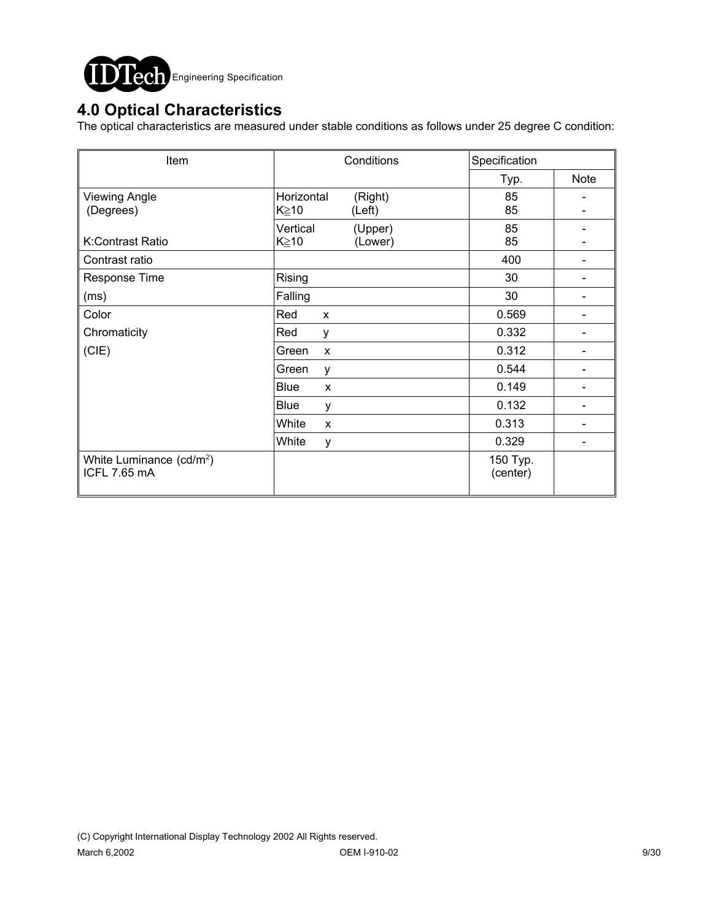## 4.0 Optical Characteristics

The optical characteristics are measured under stable conditions as follows under 25 degree C condition:

| Item | Conditions | | Specification | |
|---|---|---|---|---|
| | | | Typ. | Note |
| Viewing Angle (Degrees) | Horizontal K≧10 | (Right) (Left) | 85 85 | - - |
| K:Contrast Ratio | Vertical K≧10 | (Upper) (Lower) | 85 85 | - - |
| Contrast ratio | | | 400 | - |
| Response Time | Rising | | 30 | - |
| (ms) | Falling | | 30 | - |
| Color | Red | x | 0.569 | - |
| Chromaticity | Red | y | 0.332 | - |
| (CIE) | Green | x | 0.312 | - |
| | Green | y | 0.544 | - |
| | Blue | x | 0.149 | - |
| | Blue | y | 0.132 | - |
| | White | x | 0.313 | - |
| | White | y | 0.329 | - |
| White Luminance ($cd/m^2$) ICFL 7.65 mA | | | 150 Typ. (center) | |

(C) Copyright International Display Technology 2002 All Rights reserved.

March 6,2002 OEM I-910-02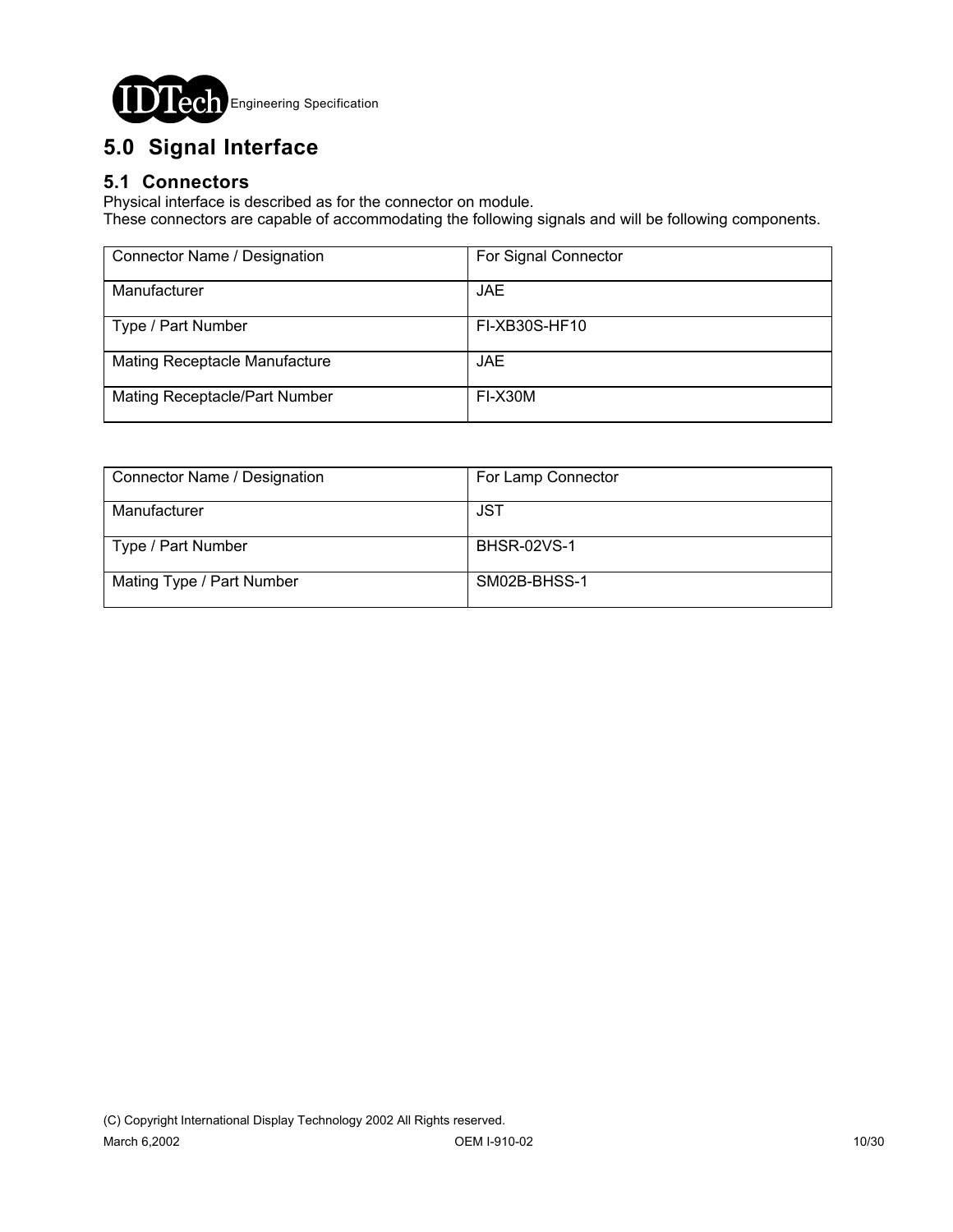# 5.0 Signal Interface

## 5.1 Connectors

Physical interface is described as for the connector on module.
These connectors are capable of accommodating the following signals and will be following components.

| Connector Name / Designation | For Signal Connector |
|---|---|
| Manufacturer | JAE |
| Type / Part Number | FI-XB30S-HF10 |
| Mating Receptacle Manufacture | JAE |
| Mating Receptacle/Part Number | FI-X30M |

| Connector Name / Designation | For Lamp Connector |
|---|---|
| Manufacturer | JST |
| Type / Part Number | BHSR-02VS-1 |
| Mating Type / Part Number | SM02B-BHSS-1 |

(C) Copyright International Display Technology 2002 All Rights reserved.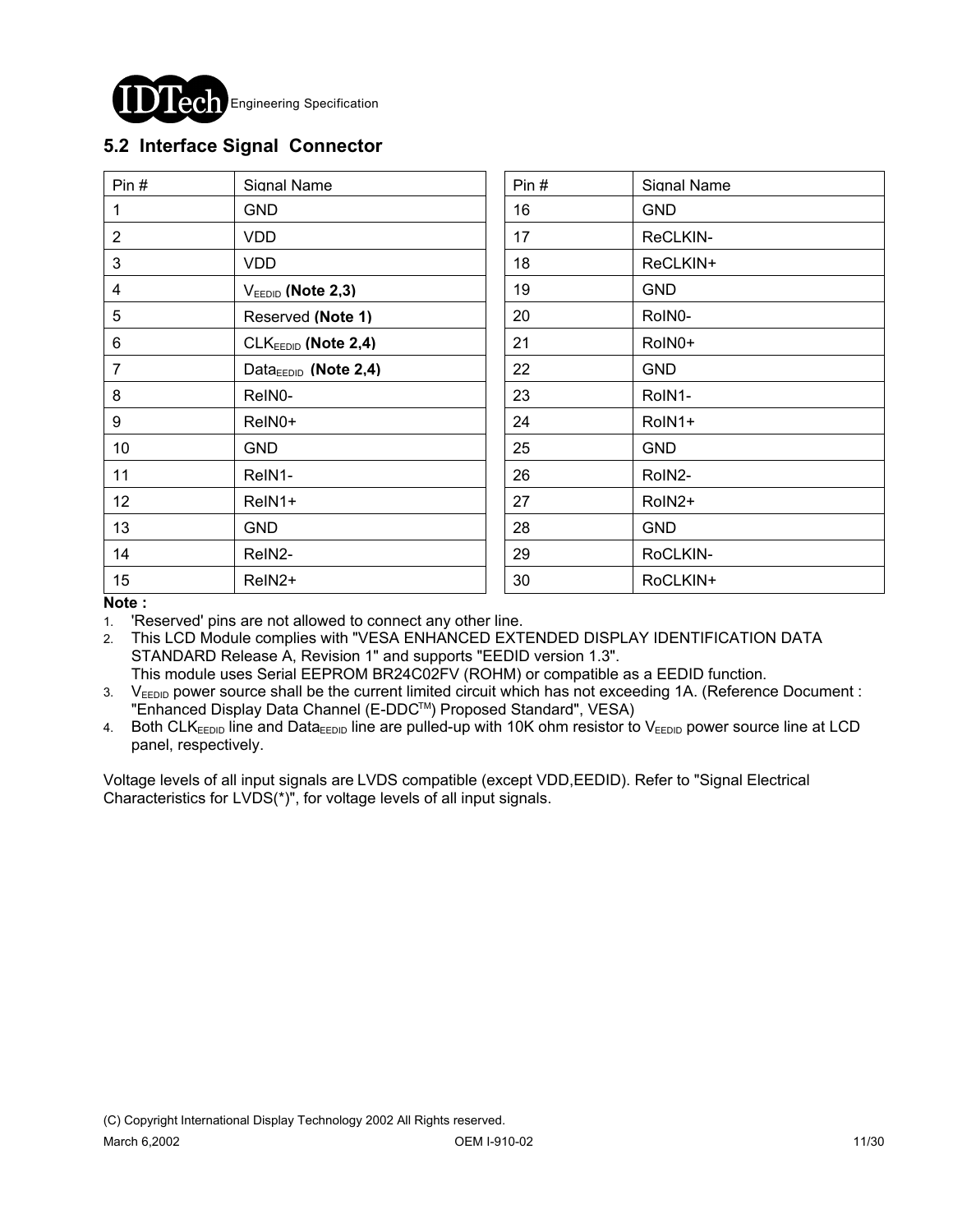## 5.2 Interface Signal Connector

| Pin # | Signal Name | Pin # | Signal Name |
|---|---|---|---|
| 1 | GND | 16 | GND |
| 2 | VDD | 17 | ReCLKIN- |
| 3 | VDD | 18 | ReCLKIN+ |
| 4 | $V_{EEDID}$ **(Note 2,3)** | 19 | GND |
| 5 | Reserved **(Note 1)** | 20 | RoIN0- |
| 6 | $CLK_{EEDID}$ **(Note 2,4)** | 21 | RoIN0+ |
| 7 | $Data_{EEDID}$ **(Note 2,4)** | 22 | GND |
| 8 | ReIN0- | 23 | RoIN1- |
| 9 | ReIN0+ | 24 | RoIN1+ |
| 10 | GND | 25 | GND |
| 11 | ReIN1- | 26 | RoIN2- |
| 12 | ReIN1+ | 27 | RoIN2+ |
| 13 | GND | 28 | GND |
| 14 | ReIN2- | 29 | RoCLKIN- |
| 15 | ReIN2+ | 30 | RoCLKIN+ |

**Note :**

1. 'Reserved' pins are not allowed to connect any other line.
2. This LCD Module complies with "VESA ENHANCED EXTENDED DISPLAY IDENTIFICATION DATA STANDARD Release A, Revision 1" and supports "EEDID version 1.3".
   This module uses Serial EEPROM BR24C02FV (ROHM) or compatible as a EEDID function.
3. $V_{EEDID}$ power source shall be the current limited circuit which has not exceeding 1A. (Reference Document : "Enhanced Display Data Channel (E-DDC™) Proposed Standard", VESA)
4. Both $CLK_{EEDID}$ line and $Data_{EEDID}$ line are pulled-up with 10K ohm resistor to $V_{EEDID}$ power source line at LCD panel, respectively.

Voltage levels of all input signals are LVDS compatible (except VDD,EEDID). Refer to "Signal Electrical Characteristics for LVDS(*)", for voltage levels of all input signals.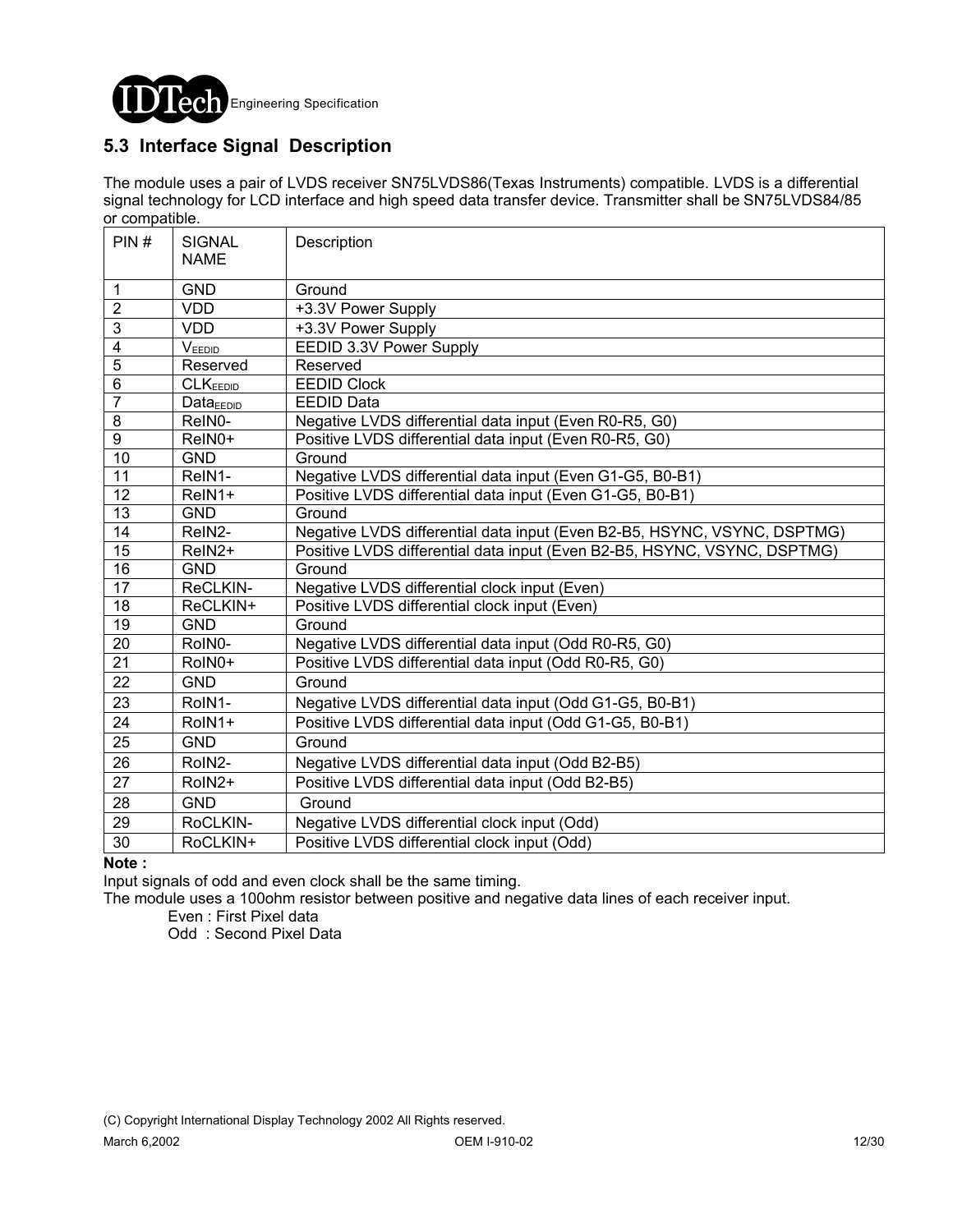## 5.3 Interface Signal Description

The module uses a pair of LVDS receiver SN75LVDS86(Texas Instruments) compatible. LVDS is a differential signal technology for LCD interface and high speed data transfer device. Transmitter shall be SN75LVDS84/85 or compatible.

| PIN # | SIGNAL NAME | Description |
|---|---|---|
| 1 | GND | Ground |
| 2 | VDD | +3.3V Power Supply |
| 3 | VDD | +3.3V Power Supply |
| 4 | $V_{EEDID}$ | EEDID 3.3V Power Supply |
| 5 | Reserved | Reserved |
| 6 | $CLK_{EEDID}$ | EEDID Clock |
| 7 | $Data_{EEDID}$ | EEDID Data |
| 8 | ReIN0- | Negative LVDS differential data input (Even R0-R5, G0) |
| 9 | ReIN0+ | Positive LVDS differential data input (Even R0-R5, G0) |
| 10 | GND | Ground |
| 11 | ReIN1- | Negative LVDS differential data input (Even G1-G5, B0-B1) |
| 12 | ReIN1+ | Positive LVDS differential data input (Even G1-G5, B0-B1) |
| 13 | GND | Ground |
| 14 | ReIN2- | Negative LVDS differential data input (Even B2-B5, HSYNC, VSYNC, DSPTMG) |
| 15 | ReIN2+ | Positive LVDS differential data input (Even B2-B5, HSYNC, VSYNC, DSPTMG) |
| 16 | GND | Ground |
| 17 | ReCLKIN- | Negative LVDS differential clock input (Even) |
| 18 | ReCLKIN+ | Positive LVDS differential clock input (Even) |
| 19 | GND | Ground |
| 20 | RoIN0- | Negative LVDS differential data input (Odd R0-R5, G0) |
| 21 | RoIN0+ | Positive LVDS differential data input (Odd R0-R5, G0) |
| 22 | GND | Ground |
| 23 | RoIN1- | Negative LVDS differential data input (Odd G1-G5, B0-B1) |
| 24 | RoIN1+ | Positive LVDS differential data input (Odd G1-G5, B0-B1) |
| 25 | GND | Ground |
| 26 | RoIN2- | Negative LVDS differential data input (Odd B2-B5) |
| 27 | RoIN2+ | Positive LVDS differential data input (Odd B2-B5) |
| 28 | GND | Ground |
| 29 | RoCLKIN- | Negative LVDS differential clock input (Odd) |
| 30 | RoCLKIN+ | Positive LVDS differential clock input (Odd) |

**Note :**

Input signals of odd and even clock shall be the same timing.

The module uses a 100ohm resistor between positive and negative data lines of each receiver input.

Even : First Pixel data

Odd : Second Pixel Data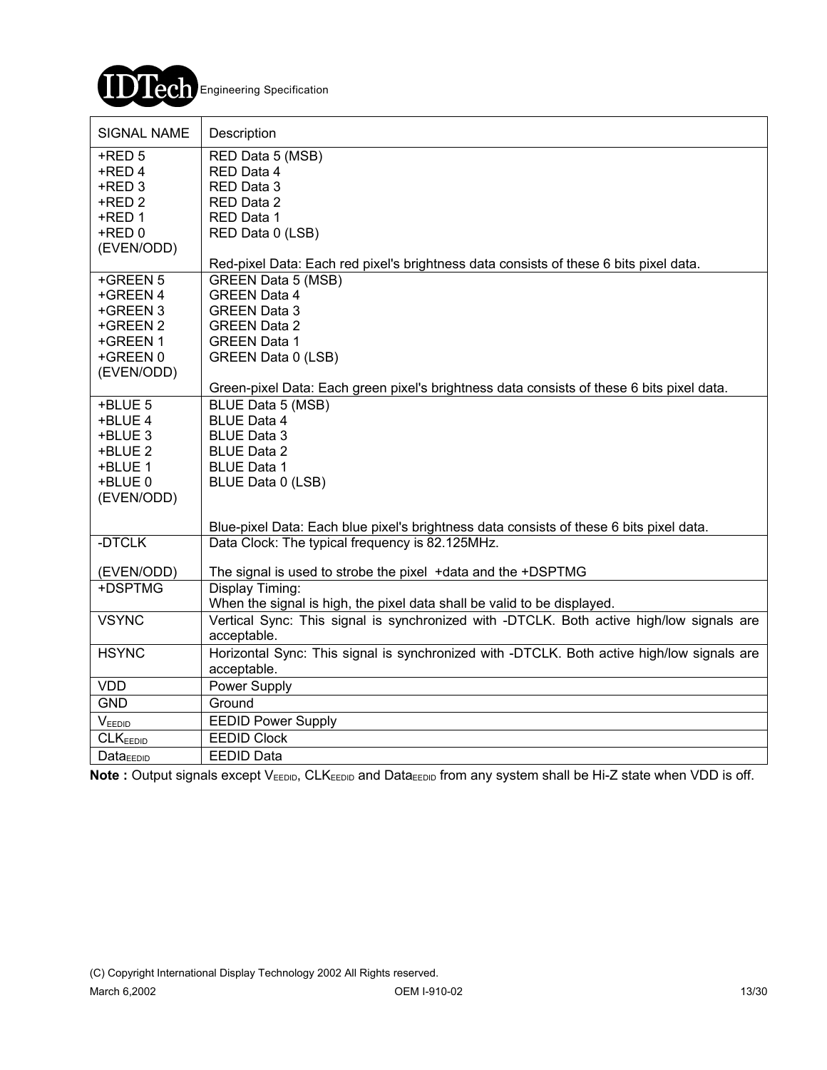| SIGNAL NAME | Description |
|---|---|
| +RED 5<br>+RED 4<br>+RED 3<br>+RED 2<br>+RED 1<br>+RED 0<br>(EVEN/ODD) | RED Data 5 (MSB)<br>RED Data 4<br>RED Data 3<br>RED Data 2<br>RED Data 1<br>RED Data 0 (LSB)<br><br>Red-pixel Data: Each red pixel's brightness data consists of these 6 bits pixel data. |
| +GREEN 5<br>+GREEN 4<br>+GREEN 3<br>+GREEN 2<br>+GREEN 1<br>+GREEN 0<br>(EVEN/ODD) | GREEN Data 5 (MSB)<br>GREEN Data 4<br>GREEN Data 3<br>GREEN Data 2<br>GREEN Data 1<br>GREEN Data 0 (LSB)<br><br>Green-pixel Data: Each green pixel's brightness data consists of these 6 bits pixel data. |
| +BLUE 5<br>+BLUE 4<br>+BLUE 3<br>+BLUE 2<br>+BLUE 1<br>+BLUE 0<br>(EVEN/ODD) | BLUE Data 5 (MSB)<br>BLUE Data 4<br>BLUE Data 3<br>BLUE Data 2<br>BLUE Data 1<br>BLUE Data 0 (LSB)<br><br>Blue-pixel Data: Each blue pixel's brightness data consists of these 6 bits pixel data. |
| -DTCLK<br><br>(EVEN/ODD) | Data Clock: The typical frequency is 82.125MHz.<br><br>The signal is used to strobe the pixel +data and the +DSPTMG |
| +DSPTMG | Display Timing:<br>When the signal is high, the pixel data shall be valid to be displayed. |
| VSYNC | Vertical Sync: This signal is synchronized with -DTCLK. Both active high/low signals are acceptable. |
| HSYNC | Horizontal Sync: This signal is synchronized with -DTCLK. Both active high/low signals are acceptable. |
| VDD | Power Supply |
| GND | Ground |
| $V_{EEDID}$ | EEDID Power Supply |
| $CLK_{EEDID}$ | EEDID Clock |
| $Data_{EEDID}$ | EEDID Data |

**Note :** Output signals except $V_{EEDID}$, $CLK_{EEDID}$ and $Data_{EEDID}$ from any system shall be Hi-Z state when VDD is off.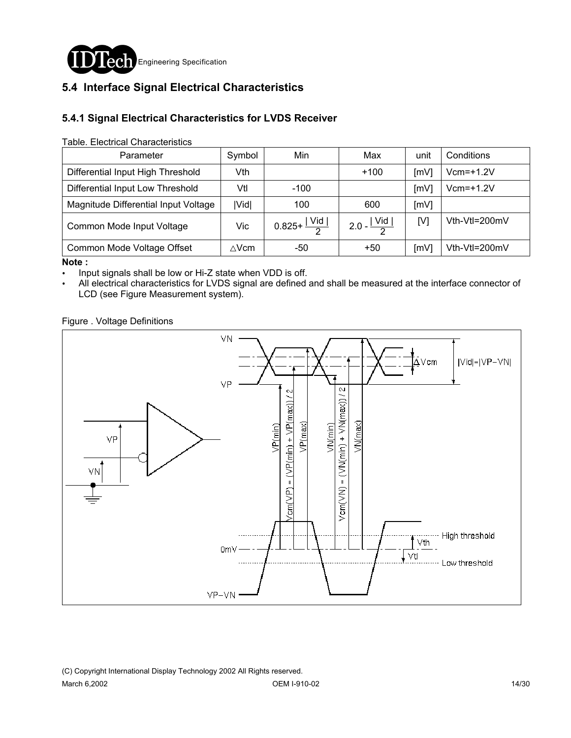## 5.4 Interface Signal Electrical Characteristics

### 5.4.1 Signal Electrical Characteristics for LVDS Receiver

Table. Electrical Characteristics

| Parameter | Symbol | Min | Max | unit | Conditions |
|---|---|---|---|---|---|
| Differential Input High Threshold | Vth | | +100 | [mV] | Vcm=+1.2V |
| Differential Input Low Threshold | Vtl | -100 | | [mV] | Vcm=+1.2V |
| Magnitude Differential Input Voltage | \|Vid\| | 100 | 600 | [mV] | |
| Common Mode Input Voltage | Vic | $0.825+\frac{\|Vid\|}{2}$ | $2.0-\frac{\|Vid\|}{2}$ | [V] | Vth-Vtl=200mV |
| Common Mode Voltage Offset | △Vcm | -50 | +50 | [mV] | Vth-Vtl=200mV |

**Note :**

- Input signals shall be low or Hi-Z state when VDD is off.
- All electrical characteristics for LVDS signal are defined and shall be measured at the interface connector of LCD (see Figure Measurement system).

Figure . Voltage Definitions

VN, VP, ΔVcm, |Vid|=|VP−VN|, VP(min), Vcm(VP) = (VP(min) + VP(max)) / 2, VP(max), VN(min), Vcm(VN) = (VN(min) + VN(max)) / 2, VN(max), 0mV, VP−VN, Vth, Vtl, High threshold, Low threshold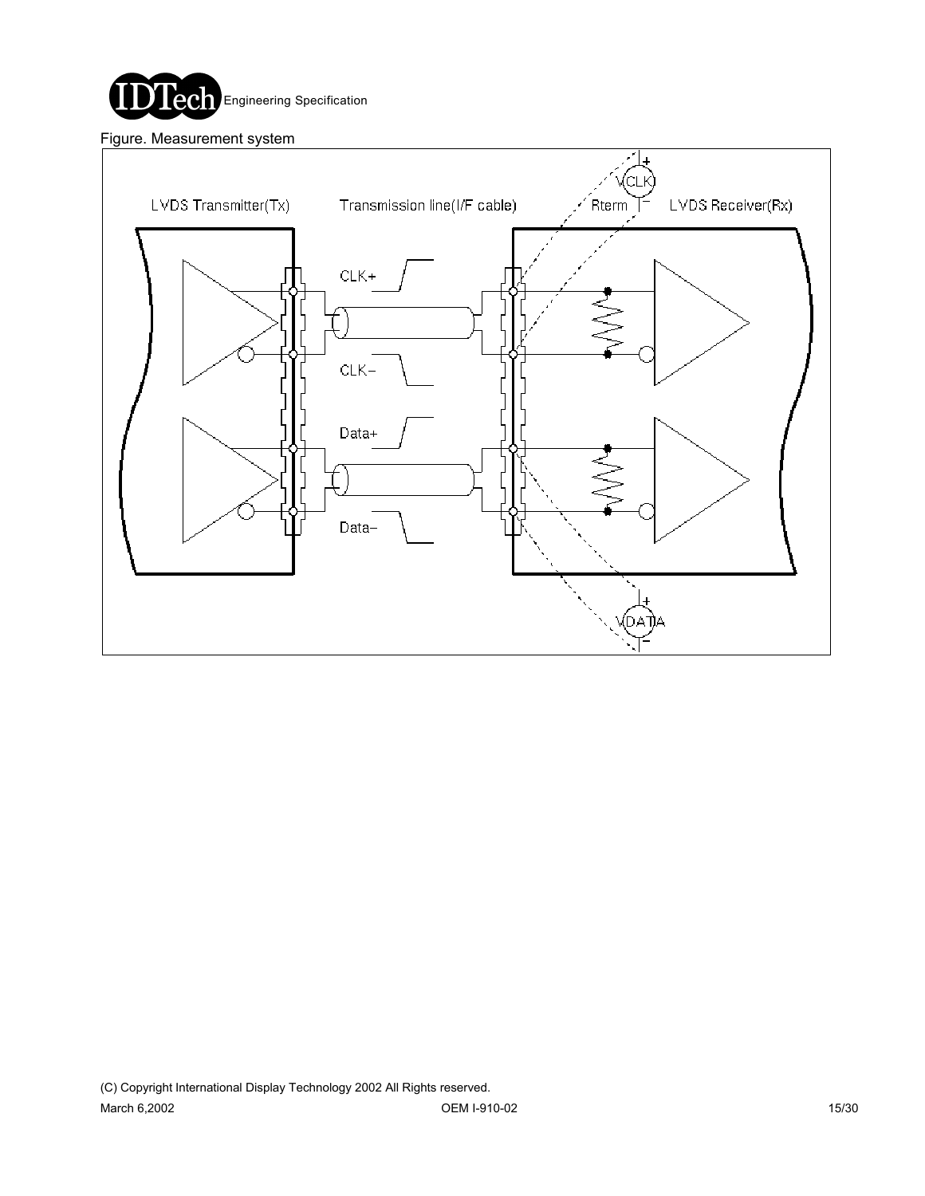Figure. Measurement system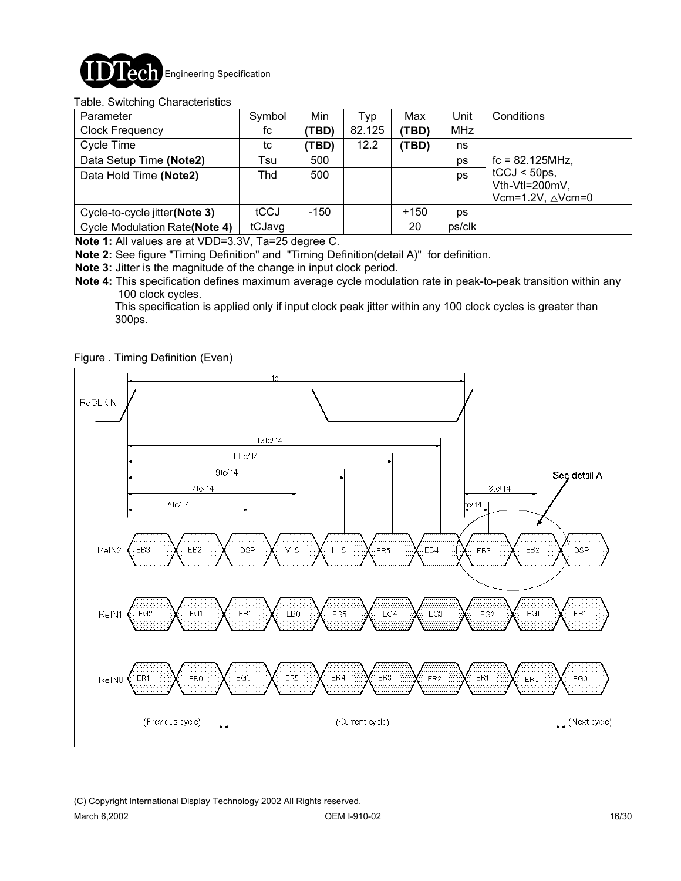Table. Switching Characteristics

| Parameter | Symbol | Min | Typ | Max | Unit | Conditions |
|---|---|---|---|---|---|---|
| Clock Frequency | fc | **(TBD)** | 82.125 | **(TBD)** | MHz | |
| Cycle Time | tc | **(TBD)** | 12.2 | **(TBD)** | ns | |
| Data Setup Time **(Note2)** | Tsu | 500 | | | ps | fc = 82.125MHz, tCCJ < 50ps, Vth-Vtl=200mV, Vcm=1.2V, △Vcm=0 |
| Data Hold Time **(Note2)** | Thd | 500 | | | ps | |
| Cycle-to-cycle jitter **(Note 3)** | tCCJ | -150 | | +150 | ps | |
| Cycle Modulation Rate **(Note 4)** | tCJavg | | | 20 | ps/clk | |

**Note 1:** All values are at VDD=3.3V, Ta=25 degree C.

**Note 2:** See figure "Timing Definition" and "Timing Definition(detail A)" for definition.

**Note 3:** Jitter is the magnitude of the change in input clock period.

**Note 4:** This specification defines maximum average cycle modulation rate in peak-to-peak transition within any 100 clock cycles.
This specification is applied only if input clock peak jitter within any 100 clock cycles is greater than 300ps.

Figure . Timing Definition (Even)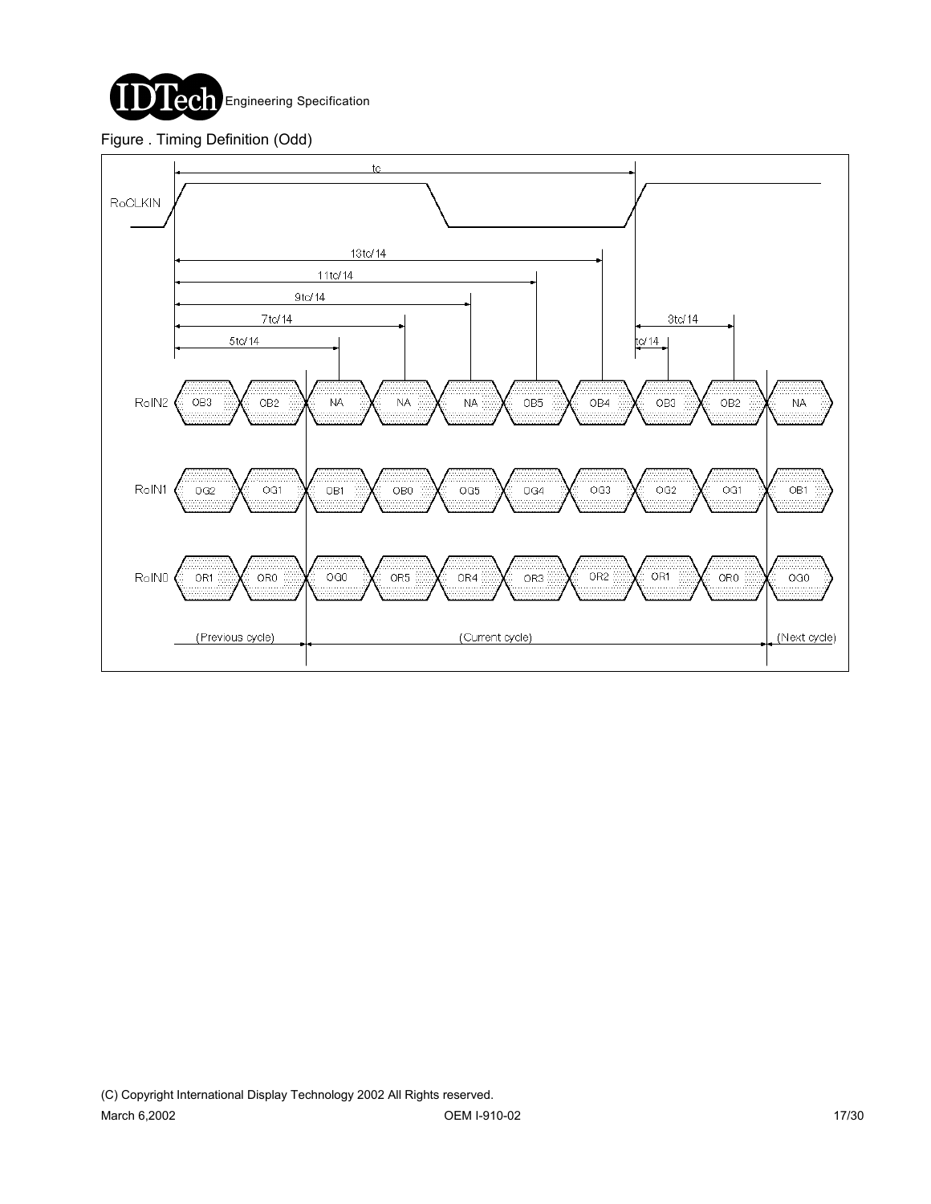Figure . Timing Definition (Odd)

RoCLKIN

tc

13tc/14

11tc/14

9tc/14

7tc/14

5tc/14

3tc/14

tc/14

| Signal | (Previous cycle) | | (Current cycle) | | | | | | | | (Next cycle) |
|---|---|---|---|---|---|---|---|---|---|---|---|
| RoIN2 | OB3 | OB2 | NA | NA | NA | OB5 | OB4 | OB3 | OB2 | | NA |
| RoIN1 | OG2 | OG1 | OB1 | OB0 | OG5 | OG4 | OG3 | OG2 | OG1 | | OB1 |
| RoIN0 | OR1 | OR0 | OG0 | OR5 | OR4 | OR3 | OR2 | OR1 | OR0 | | OG0 |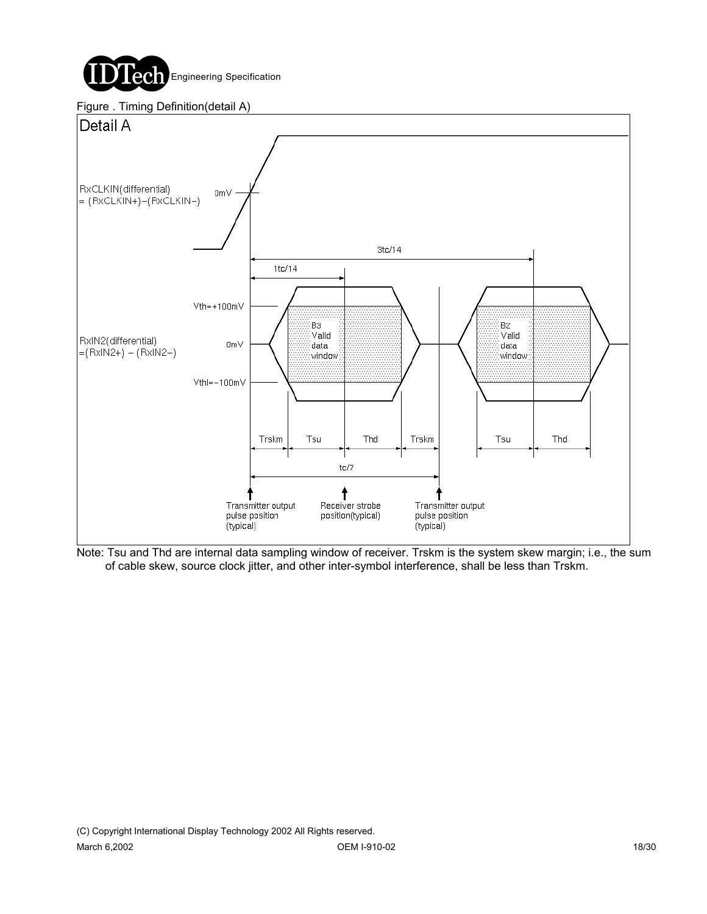Figure . Timing Definition(detail A)

Note: Tsu and Thd are internal data sampling window of receiver. Trskm is the system skew margin; i.e., the sum of cable skew, source clock jitter, and other inter-symbol interference, shall be less than Trskm.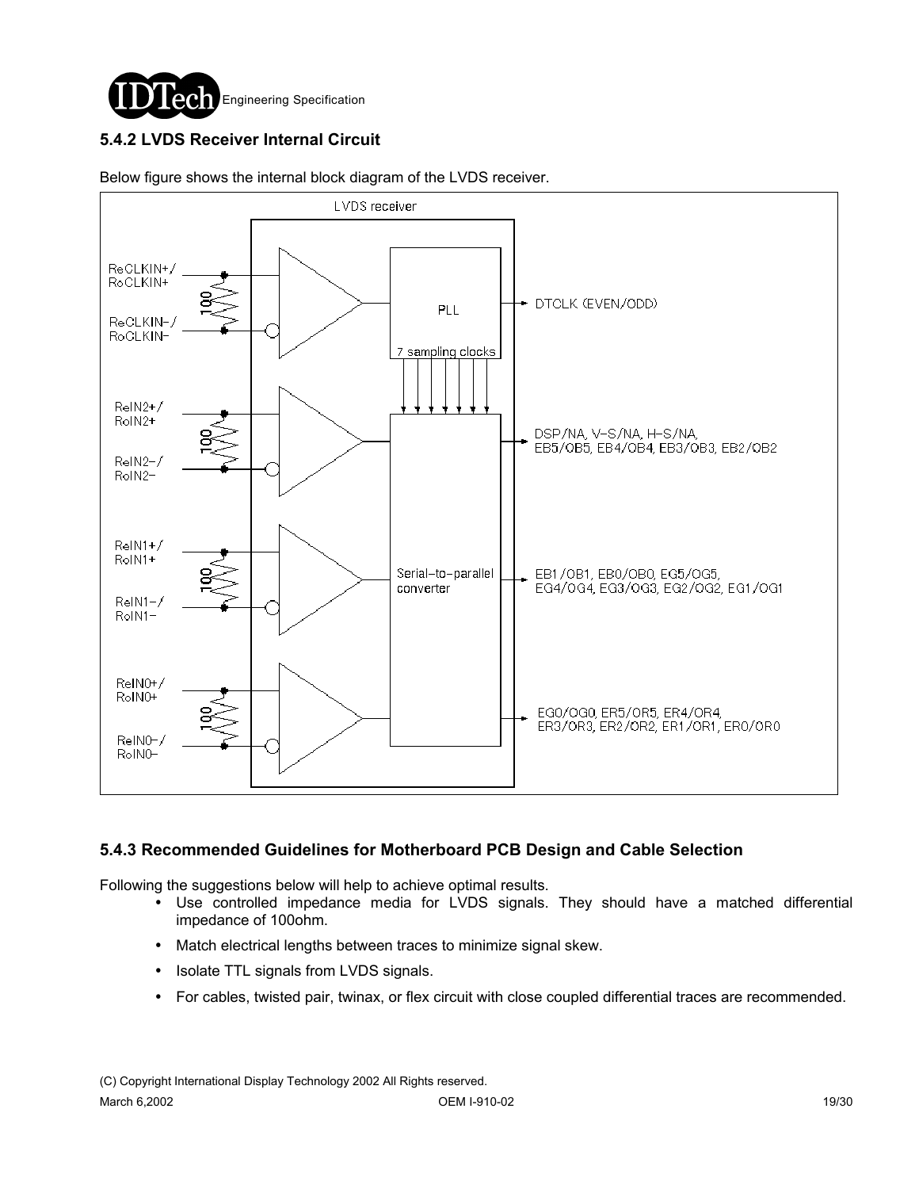### 5.4.2 LVDS Receiver Internal Circuit

Below figure shows the internal block diagram of the LVDS receiver.

### 5.4.3 Recommended Guidelines for Motherboard PCB Design and Cable Selection

Following the suggestions below will help to achieve optimal results.

- Use controlled impedance media for LVDS signals. They should have a matched differential impedance of 100ohm.
- Match electrical lengths between traces to minimize signal skew.
- Isolate TTL signals from LVDS signals.
- For cables, twisted pair, twinax, or flex circuit with close coupled differential traces are recommended.

(C) Copyright International Display Technology 2002 All Rights reserved.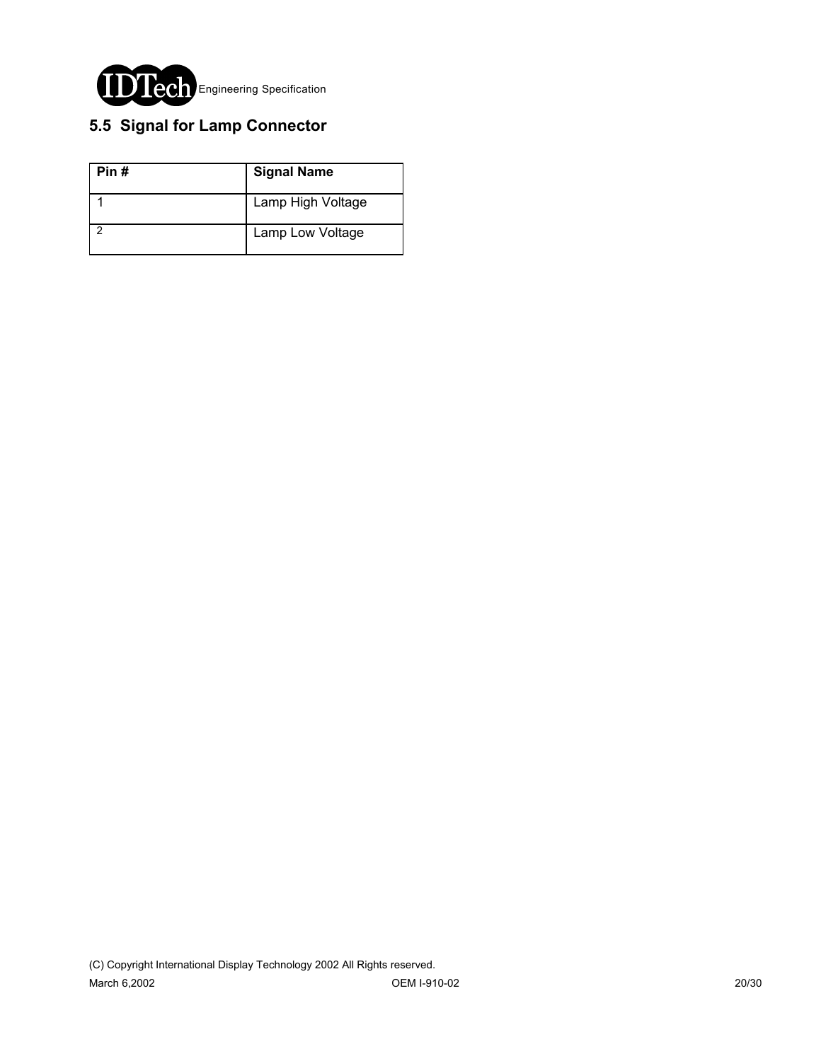## 5.5 Signal for Lamp Connector

| Pin # | Signal Name |
|---|---|
| 1 | Lamp High Voltage |
| 2 | Lamp Low Voltage |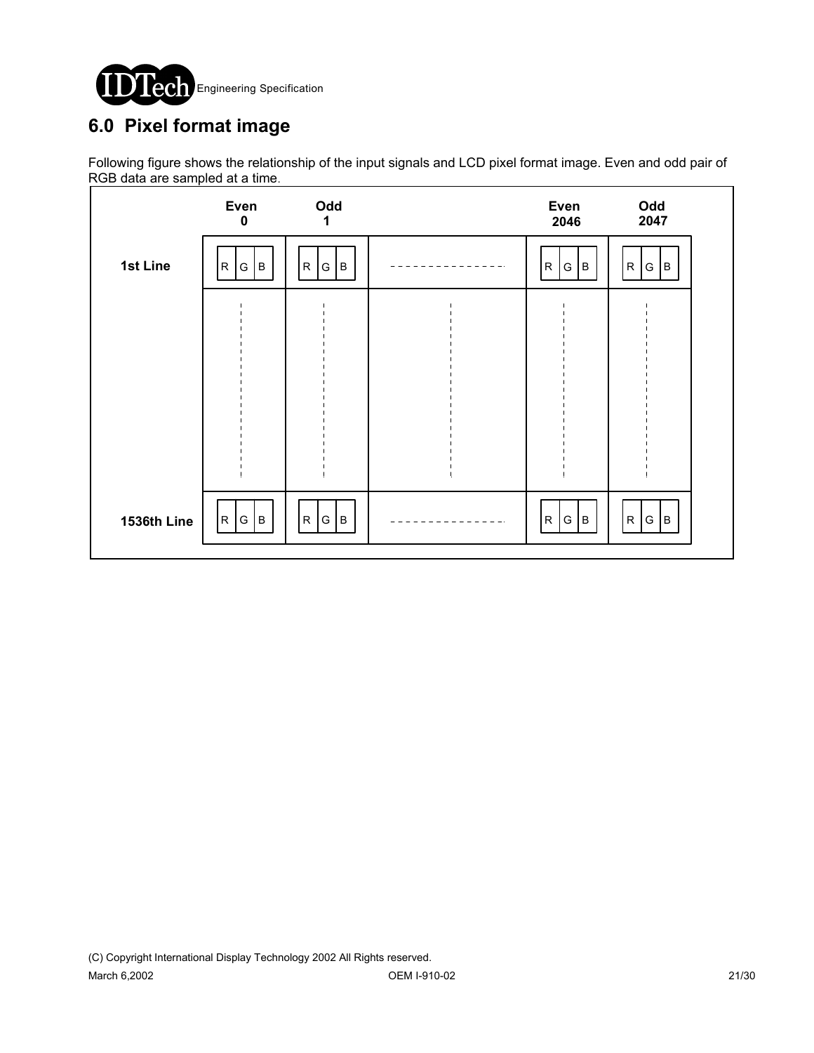## 6.0 Pixel format image

Following figure shows the relationship of the input signals and LCD pixel format image. Even and odd pair of RGB data are sampled at a time.

| | Even 0 | Odd 1 | | Even 2046 | Odd 2047 |
|---|---|---|---|---|---|
| 1st Line | R G B | R G B | - - - - - - - - | R G B | R G B |
| | ⋮ | ⋮ | ⋮ | ⋮ | ⋮ |
| 1536th Line | R G B | R G B | - - - - - - - - | R G B | R G B |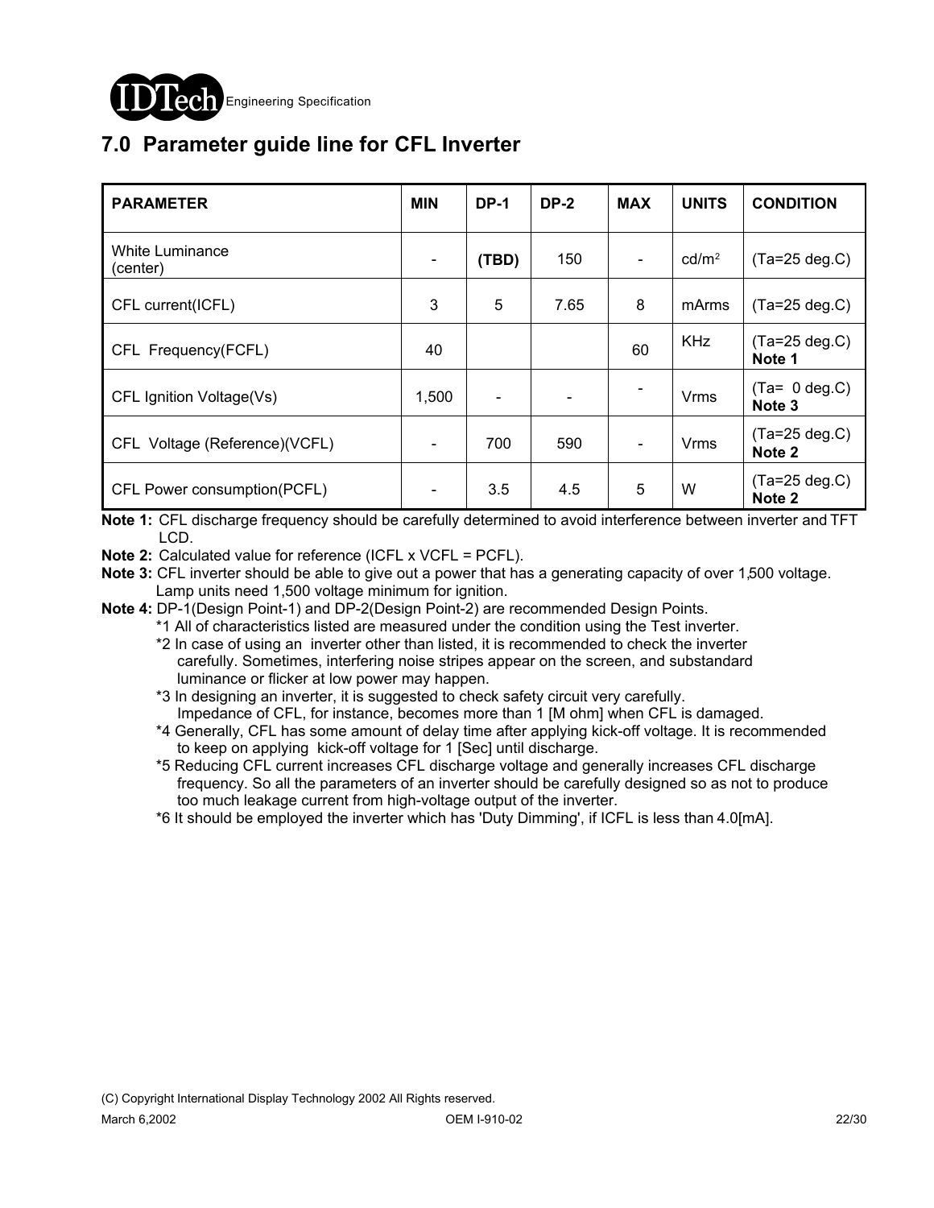## 7.0 Parameter guide line for CFL Inverter

| PARAMETER | MIN | DP-1 | DP-2 | MAX | UNITS | CONDITION |
|---|---|---|---|---|---|---|
| White Luminance (center) | - | **(TBD)** | 150 | - | $cd/m^2$ | (Ta=25 deg.C) |
| CFL current(ICFL) | 3 | 5 | 7.65 | 8 | mArms | (Ta=25 deg.C) |
| CFL Frequency(FCFL) | 40 | | | 60 | KHz | (Ta=25 deg.C) **Note 1** |
| CFL Ignition Voltage(Vs) | 1,500 | - | - | - | Vrms | (Ta= 0 deg.C) **Note 3** |
| CFL Voltage (Reference)(VCFL) | - | 700 | 590 | - | Vrms | (Ta=25 deg.C) **Note 2** |
| CFL Power consumption(PCFL) | - | 3.5 | 4.5 | 5 | W | (Ta=25 deg.C) **Note 2** |

**Note 1:** CFL discharge frequency should be carefully determined to avoid interference between inverter and TFT LCD.

**Note 2:** Calculated value for reference (ICFL x VCFL = PCFL).

**Note 3:** CFL inverter should be able to give out a power that has a generating capacity of over 1,500 voltage. Lamp units need 1,500 voltage minimum for ignition.

**Note 4:** DP-1(Design Point-1) and DP-2(Design Point-2) are recommended Design Points.

*1 All of characteristics listed are measured under the condition using the Test inverter.

*2 In case of using an inverter other than listed, it is recommended to check the inverter carefully. Sometimes, interfering noise stripes appear on the screen, and substandard luminance or flicker at low power may happen.

*3 In designing an inverter, it is suggested to check safety circuit very carefully. Impedance of CFL, for instance, becomes more than 1 [M ohm] when CFL is damaged.

*4 Generally, CFL has some amount of delay time after applying kick-off voltage. It is recommended to keep on applying kick-off voltage for 1 [Sec] until discharge.

*5 Reducing CFL current increases CFL discharge voltage and generally increases CFL discharge frequency. So all the parameters of an inverter should be carefully designed so as not to produce too much leakage current from high-voltage output of the inverter.

*6 It should be employed the inverter which has 'Duty Dimming', if ICFL is less than 4.0[mA].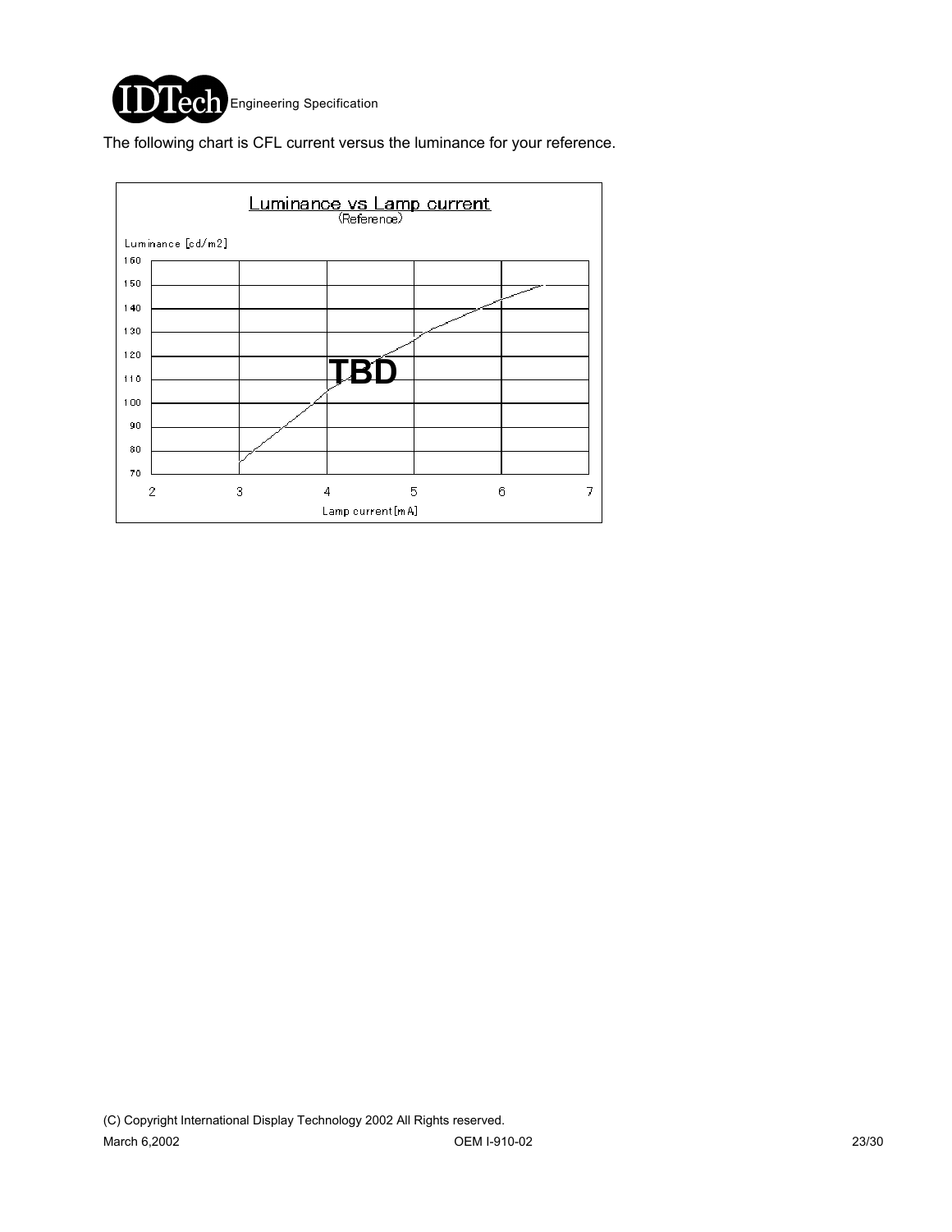The following chart is CFL current versus the luminance for your reference.

Luminance vs Lamp current
(Reference)

Luminance [cd/m2]

160
150
140
130
120
110
100
90
80
70

TBD

2 3 4 5 6 7

Lamp current[mA]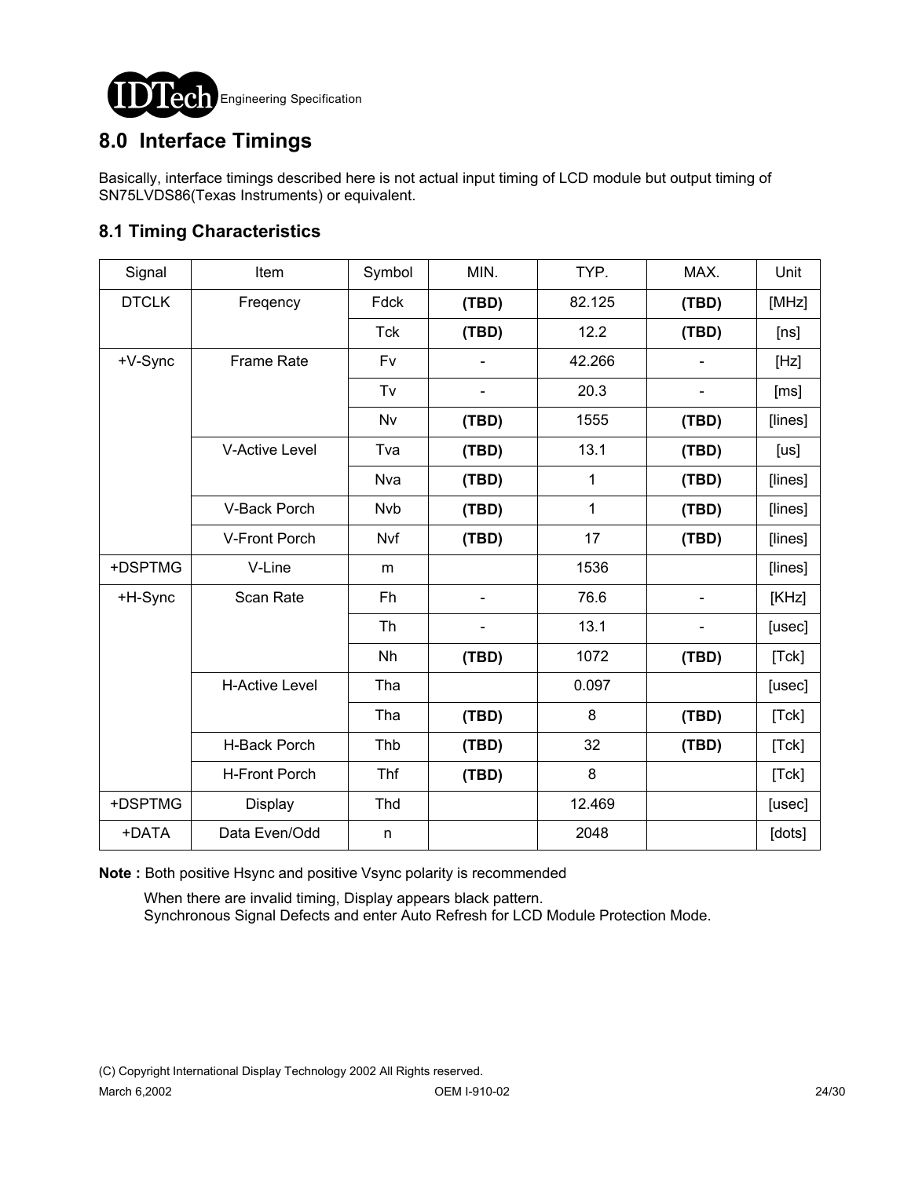## 8.0 Interface Timings

Basically, interface timings described here is not actual input timing of LCD module but output timing of SN75LVDS86(Texas Instruments) or equivalent.

### 8.1 Timing Characteristics

| Signal | Item | Symbol | MIN. | TYP. | MAX. | Unit |
|---|---|---|---|---|---|---|
| DTCLK | Freqency | Fdck | **(TBD)** | 82.125 | **(TBD)** | [MHz] |
| | | Tck | **(TBD)** | 12.2 | **(TBD)** | [ns] |
| +V-Sync | Frame Rate | Fv | - | 42.266 | - | [Hz] |
| | | Tv | - | 20.3 | - | [ms] |
| | | Nv | **(TBD)** | 1555 | **(TBD)** | [lines] |
| | V-Active Level | Tva | **(TBD)** | 13.1 | **(TBD)** | [us] |
| | | Nva | **(TBD)** | 1 | **(TBD)** | [lines] |
| | V-Back Porch | Nvb | **(TBD)** | 1 | **(TBD)** | [lines] |
| | V-Front Porch | Nvf | **(TBD)** | 17 | **(TBD)** | [lines] |
| +DSPTMG | V-Line | m | | 1536 | | [lines] |
| +H-Sync | Scan Rate | Fh | - | 76.6 | - | [KHz] |
| | | Th | - | 13.1 | - | [usec] |
| | | Nh | **(TBD)** | 1072 | **(TBD)** | [Tck] |
| | H-Active Level | Tha | | 0.097 | | [usec] |
| | | Tha | **(TBD)** | 8 | **(TBD)** | [Tck] |
| | H-Back Porch | Thb | **(TBD)** | 32 | **(TBD)** | [Tck] |
| | H-Front Porch | Thf | **(TBD)** | 8 | | [Tck] |
| +DSPTMG | Display | Thd | | 12.469 | | [usec] |
| +DATA | Data Even/Odd | n | | 2048 | | [dots] |

**Note :** Both positive Hsync and positive Vsync polarity is recommended

When there are invalid timing, Display appears black pattern.
Synchronous Signal Defects and enter Auto Refresh for LCD Module Protection Mode.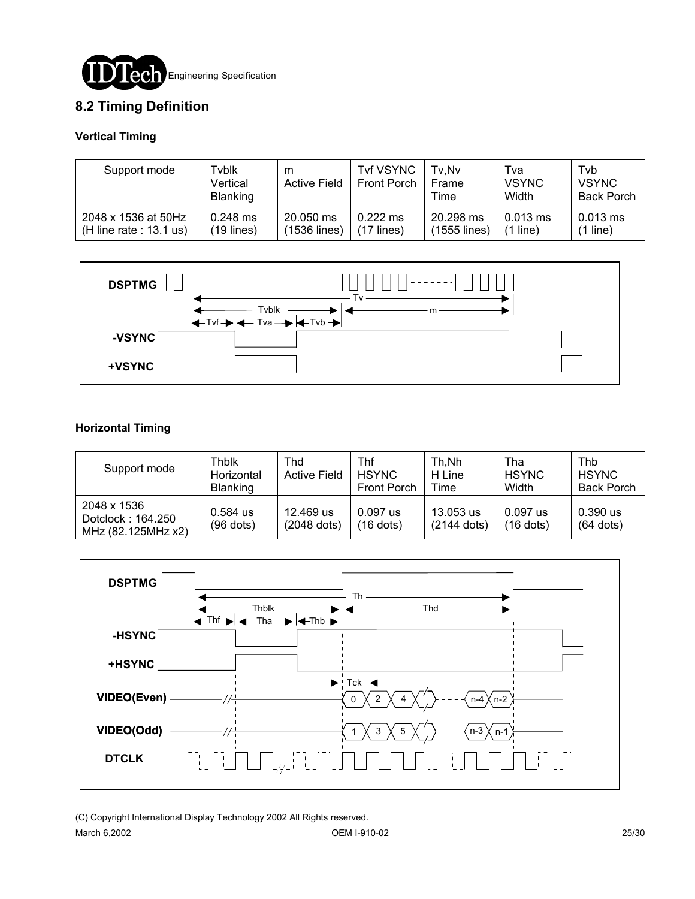## 8.2 Timing Definition

### Vertical Timing

| Support mode | Tvblk Vertical Blanking | m Active Field | Tvf VSYNC Front Porch | Tv,Nv Frame Time | Tva VSYNC Width | Tvb VSYNC Back Porch |
|---|---|---|---|---|---|---|
| 2048 x 1536 at 50Hz (H line rate : 13.1 us) | 0.248 ms (19 lines) | 20.050 ms (1536 lines) | 0.222 ms (17 lines) | 20.298 ms (1555 lines) | 0.013 ms (1 line) | 0.013 ms (1 line) |

DSPTMG

Tv

Tvblk

m

Tvf Tva Tvb

-VSYNC

+VSYNC

### Horizontal Timing

| Support mode | Thblk Horizontal Blanking | Thd Active Field | Thf HSYNC Front Porch | Th,Nh H Line Time | Tha HSYNC Width | Thb HSYNC Back Porch |
|---|---|---|---|---|---|---|
| 2048 x 1536 Dotclock : 164.250 MHz (82.125MHz x2) | 0.584 us (96 dots) | 12.469 us (2048 dots) | 0.097 us (16 dots) | 13.053 us (2144 dots) | 0.097 us (16 dots) | 0.390 us (64 dots) |

DSPTMG

Th

Thblk

Thd

Thf Tha Thb

-HSYNC

+HSYNC

Tck

VIDEO(Even) 0 2 4 n-4 n-2

VIDEO(Odd) 1 3 5 n-3 n-1

DTCLK

(C) Copyright International Display Technology 2002 All Rights reserved.

March 6,2002 OEM I-910-02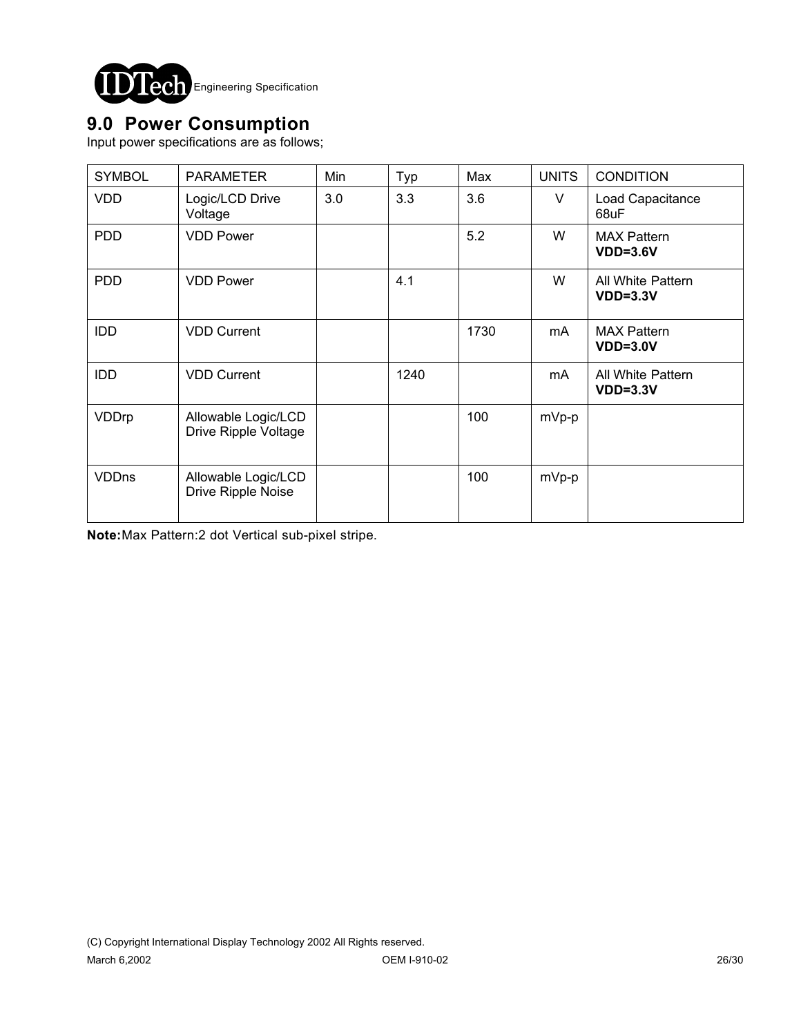## 9.0 Power Consumption

Input power specifications are as follows;

| SYMBOL | PARAMETER | Min | Typ | Max | UNITS | CONDITION |
|---|---|---|---|---|---|---|
| VDD | Logic/LCD Drive Voltage | 3.0 | 3.3 | 3.6 | V | Load Capacitance 68uF |
| PDD | VDD Power | | | 5.2 | W | MAX Pattern **VDD=3.6V** |
| PDD | VDD Power | | 4.1 | | W | All White Pattern **VDD=3.3V** |
| IDD | VDD Current | | | 1730 | mA | MAX Pattern **VDD=3.0V** |
| IDD | VDD Current | | 1240 | | mA | All White Pattern **VDD=3.3V** |
| VDDrp | Allowable Logic/LCD Drive Ripple Voltage | | | 100 | mVp-p | |
| VDDns | Allowable Logic/LCD Drive Ripple Noise | | | 100 | mVp-p | |

**Note:** Max Pattern:2 dot Vertical sub-pixel stripe.

(C) Copyright International Display Technology 2002 All Rights reserved.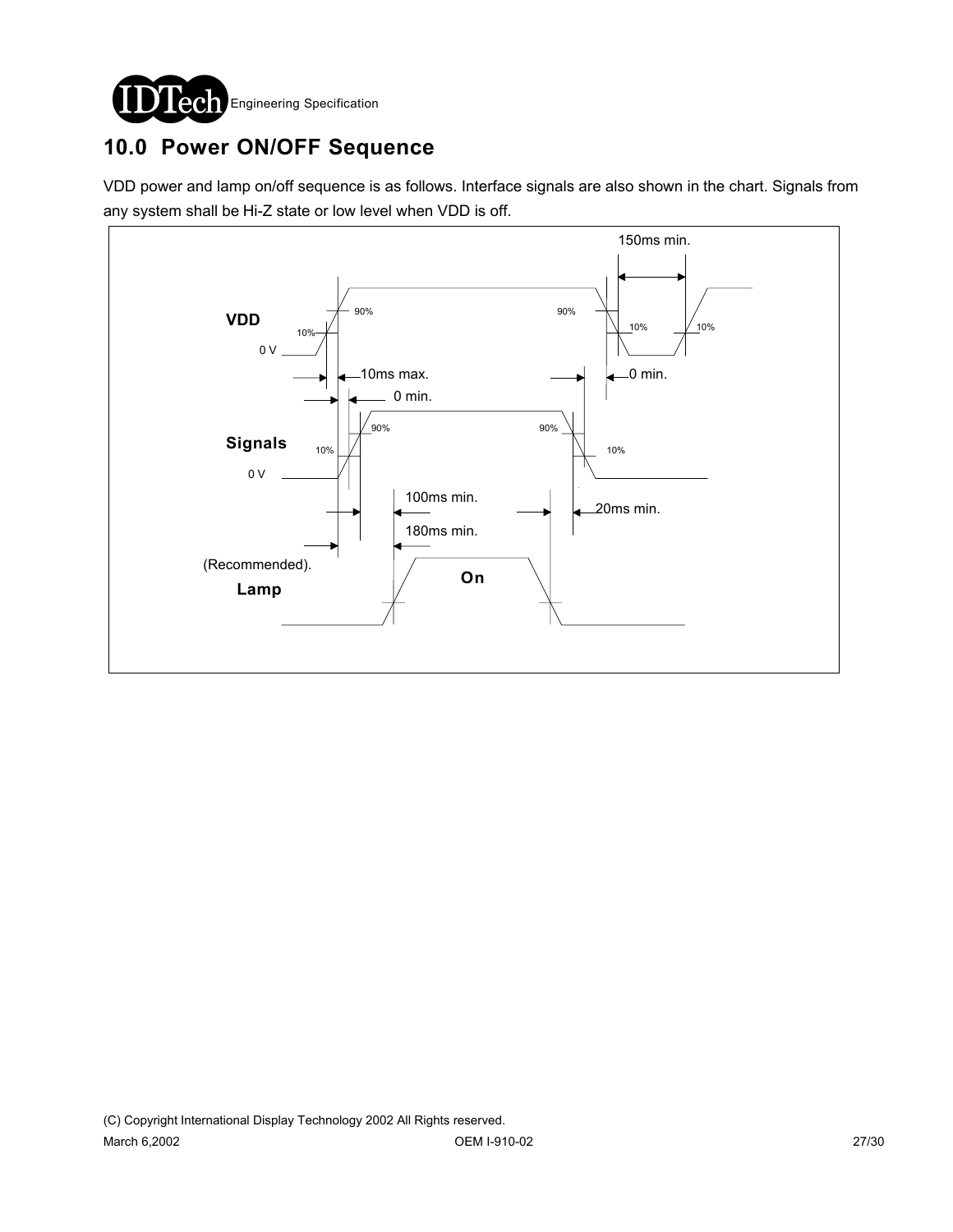## 10.0 Power ON/OFF Sequence

VDD power and lamp on/off sequence is as follows. Interface signals are also shown in the chart. Signals from any system shall be Hi-Z state or low level when VDD is off.

150ms min.

VDD

90% 90%

10% 10% 10%

0 V

10ms max. 0 min.

0 min.

Signals

90% 90%

10% 10%

0 V

100ms min. 20ms min.

180ms min.

(Recommended).

Lamp

On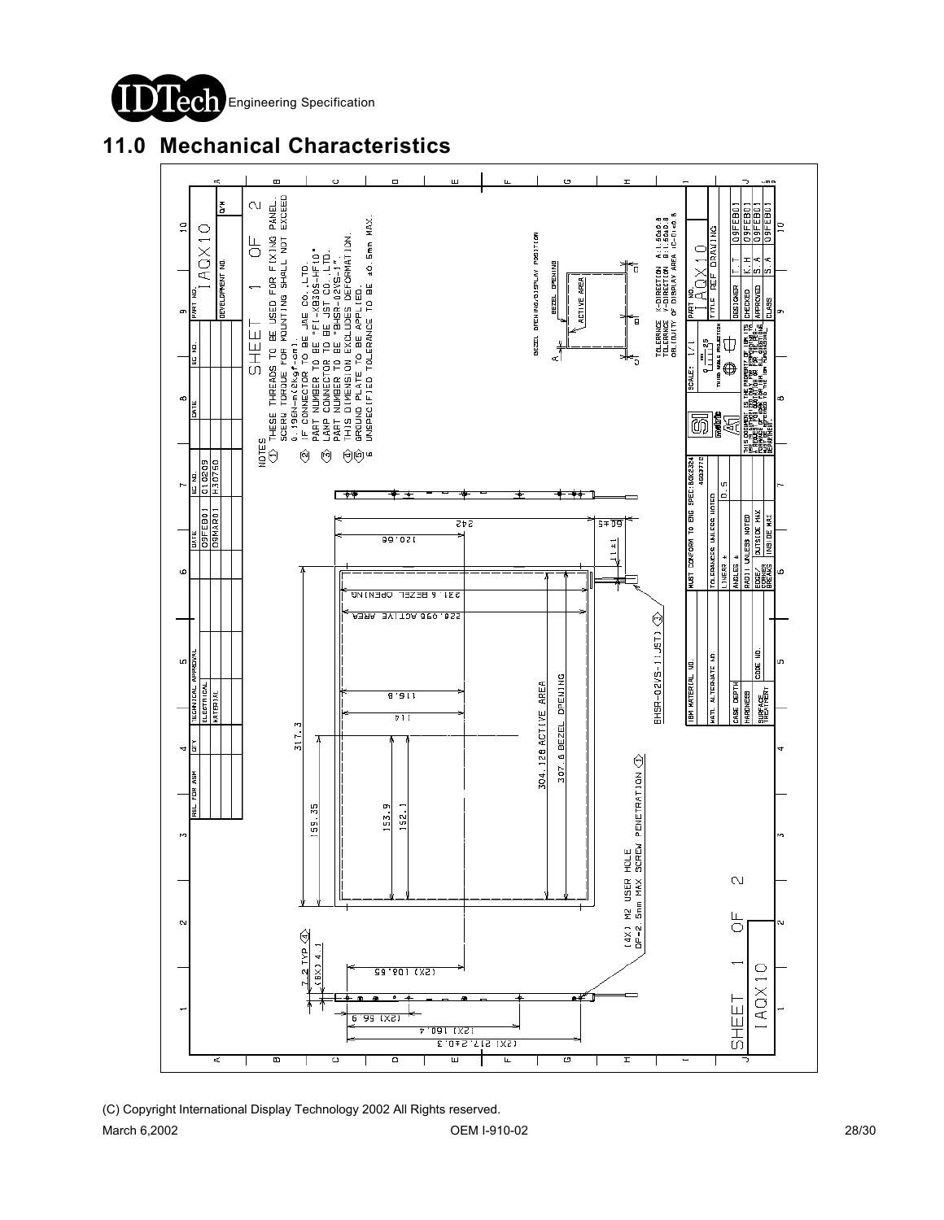## 11.0 Mechanical Characteristics

NOTES

1. THESE THREADS TO BE USED FOR FIXING PANEL. SCREW TORQUE FOR MOUNTING SHALL NOT EXCEED 0.196N-m(2kgf-cm).
2. IF CONNECTOR TO BE JAE CO.,LTD. PART NUMBER TO BE "FI-XB30S-HF10"
3. LAMP CONNECTOR TO BE JST CO.,LTD. PART NUMBER TO BE "BHSR-02VS-1".
4. THIS DIMENSION EXCLUDES DEFORMATION.
5. GROUND PLATE TO BE APPLIED.
6. UNSPECIFIED TOLERANCE TO BE ±0.5mm MAX.

SHEET 1 OF 2

TOLERANCE X-DIRECTION A:1.5±0.8
TOLERANCE Y-DIRECTION B:1.5±0.8
OBLIQUITY OF DISPLAY AREA |C-D|<0.8

BEZEL OPENING/DISPLAY POSITION

242
120.96
60±5
11±1
231.6 BEZEL OPENING
226.096 ACTIVE AREA
317.3
159.35
153.9
152.1
115.8
114
304.128 ACTIVE AREA
307.8 BEZEL OPENING
BHSR-02VS-1(JST)
(4X) M2 USER HOLE
DP=2.5mm MAX SCREW PENETRATION
7.2 TYP
(6X) 4.1
(2X) 108.65
(2X) 56.9
(2X) 160.4
(2X) 217.2±0.3

| DATE | EC NO. |
|---|---|
| 09FEB01 | 010209 |
| 09MAR01 | H30750 |

| | |
|---|---|
| PART NO. | IAQX10 |
| TITLE | REF DRAWING |
| DESIGNER | T.T 09FEB01 |
| CHECKED | K.H 09FEB01 |
| APPROVED | S.A 09FEB01 |
| CLASS | S.A 09FEB01 |

SCALE: 1/1

MUST CONFORM TO ENG SPEC:SGX2324 4563772

TOLERANCES UNLESS NOTED: LINEAR ± 0.5

SHEET 1 OF 2 IAQX10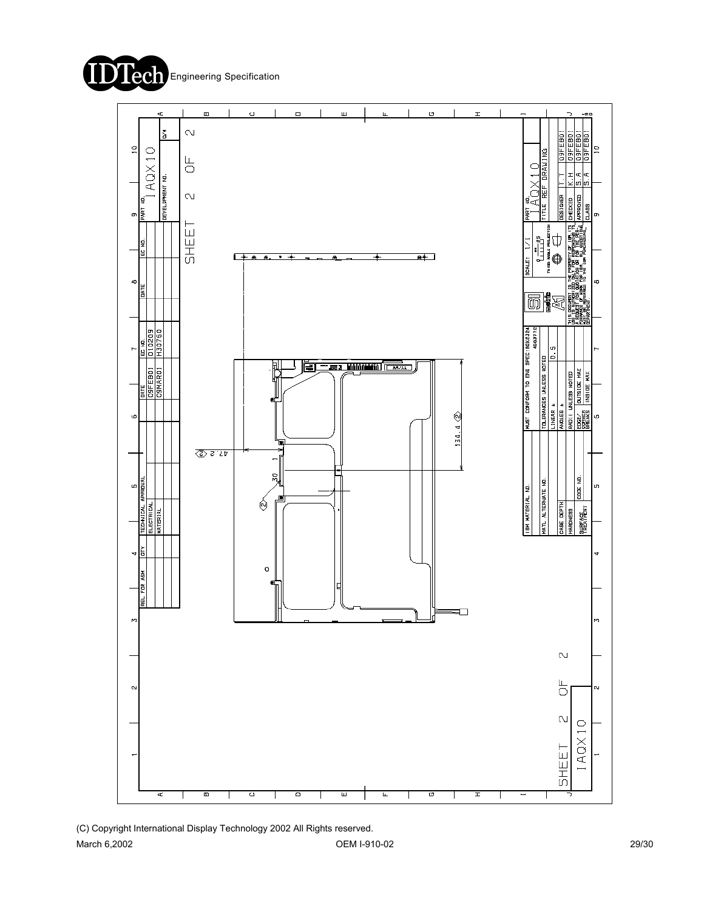**IDTech** Engineering Specification

SHEET 2 OF 2

| PART NO. | |
|---|---|
| IAQX10 | |
| DEVELOPMENT NO. | |

| DATE | EC NO. |
|---|---|
| 09FEB01 | 010209 |
| 09MAR01 | H30750 |

| REL. FOR ASM | QTY | TECHNICAL APPROVAL |
|---|---|---|
| | | ELECTRICAL |
| | | MATERIAL |

47.2 ②

30

②

134.4 ②

| MUST CONFORM TO ENG SPEC: 90X2324 | |
|---|---|
| TOLERANCES UNLESS NOTED | |
| LINEAR ± | 0.5 |
| ANGLES ± | |
| RADII UNLESS NOTED | |
| EDGE/CORNER BREAKS | OUTSIDE MAX / INSIDE MAX |

| IBM MATERIAL NO. | |
|---|---|
| MATL ALTERNATE NO. | |
| CASE DEPTH | |
| HARDNESS | CODE NO. |
| SURFACE TREATMENT | |

SCALE: 1/1

THIRD ANGLE PROJECTION

THIS DOCUMENT IS THE PROPERTY OF IBM. ITS USE IS AUTHORIZED ONLY FOR RESPONDING TO A REQUEST FOR QUOTATION OR FOR THE PERFORMANCE OF WORK FOR IBM. ALL QUESTIONS MUST BE REFERRED TO THE IBM PROCUREMENT DEPARTMENT.

| PART NO. | IAQX10 | |
|---|---|---|
| TITLE | REF DRAWING | |
| DESIGNER | T.T | 09FEB01 |
| CHECKED | K.H | 09FEB01 |
| APPROVED | S.A | 09FEB01 |
| CLASS | S.A | 09FEB01 |

SHEET 2 OF 2

IAQX10

(C) Copyright International Display Technology 2002 All Rights reserved.

March 6,2002 OEM I-910-02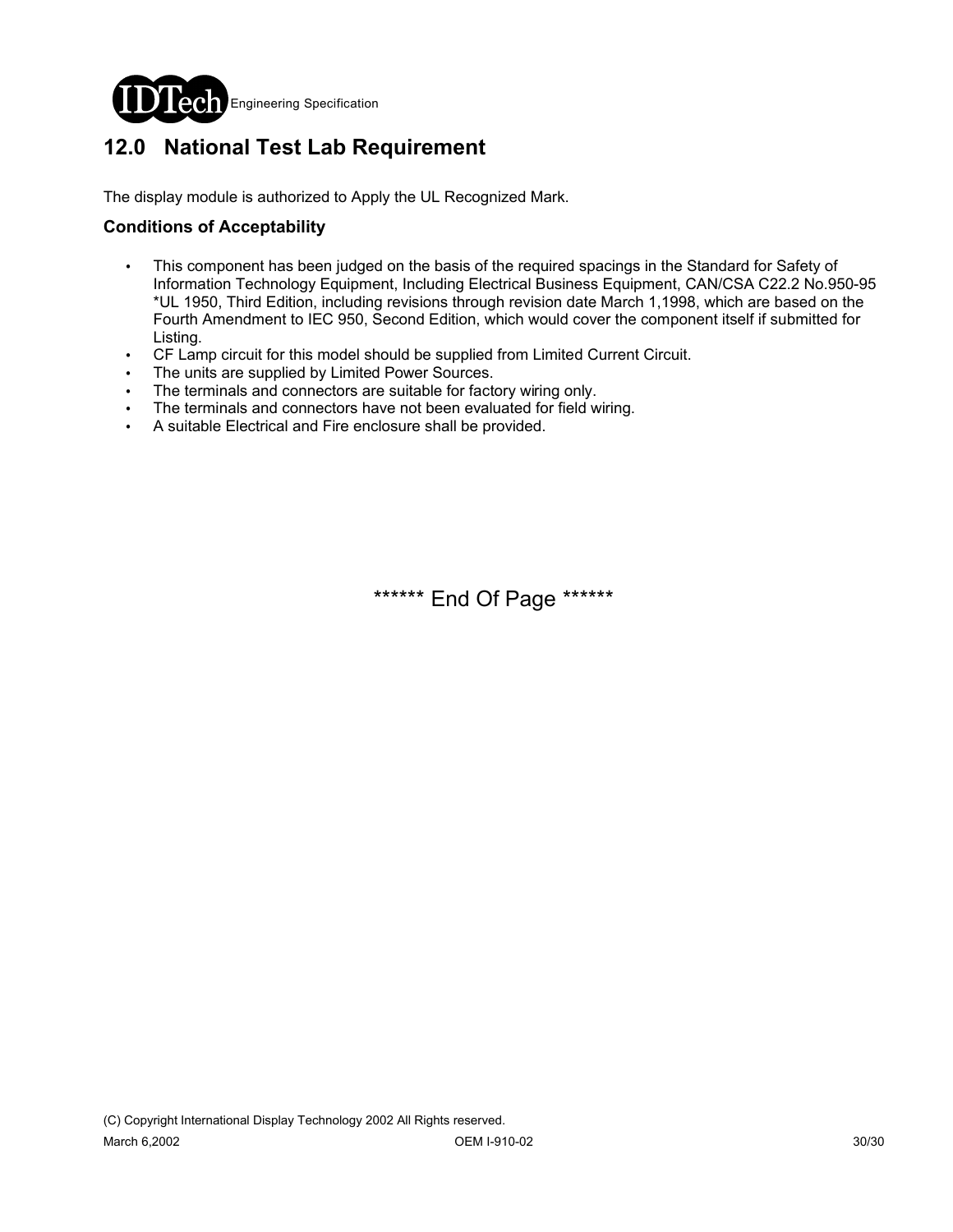## 12.0 National Test Lab Requirement

The display module is authorized to Apply the UL Recognized Mark.

### Conditions of Acceptability

- This component has been judged on the basis of the required spacings in the Standard for Safety of Information Technology Equipment, Including Electrical Business Equipment, CAN/CSA C22.2 No.950-95 *UL 1950, Third Edition, including revisions through revision date March 1,1998, which are based on the Fourth Amendment to IEC 950, Second Edition, which would cover the component itself if submitted for Listing.
- CF Lamp circuit for this model should be supplied from Limited Current Circuit.
- The units are supplied by Limited Power Sources.
- The terminals and connectors are suitable for factory wiring only.
- The terminals and connectors have not been evaluated for field wiring.
- A suitable Electrical and Fire enclosure shall be provided.

****** End Of Page ******

(C) Copyright International Display Technology 2002 All Rights reserved.